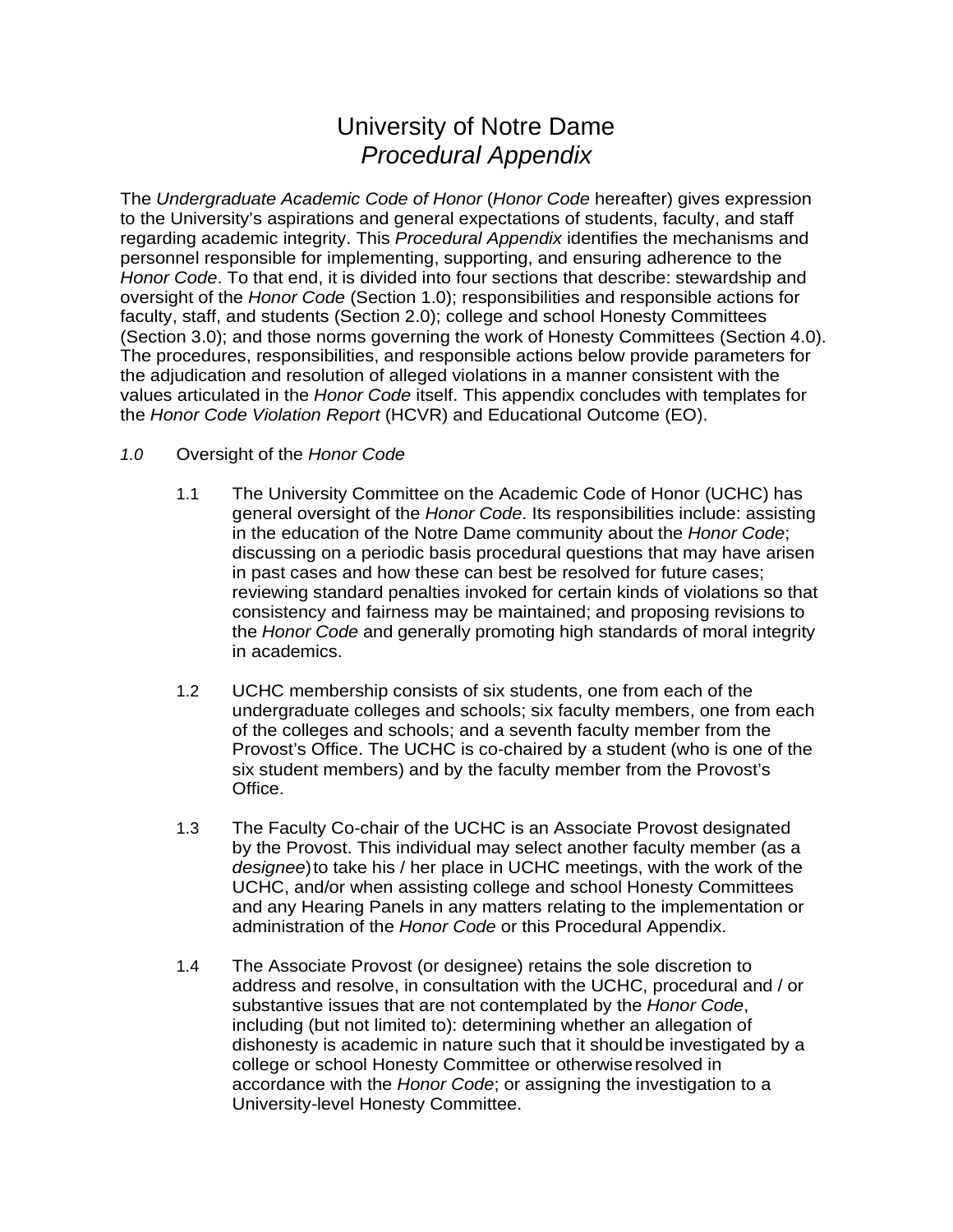# University of Notre Dame
## *Procedural Appendix*

The *Undergraduate Academic Code of Honor* (*Honor Code* hereafter) gives expression to the University's aspirations and general expectations of students, faculty, and staff regarding academic integrity. This *Procedural Appendix* identifies the mechanisms and personnel responsible for implementing, supporting, and ensuring adherence to the *Honor Code*. To that end, it is divided into four sections that describe: stewardship and oversight of the *Honor Code* (Section 1.0); responsibilities and responsible actions for faculty, staff, and students (Section 2.0); college and school Honesty Committees (Section 3.0); and those norms governing the work of Honesty Committees (Section 4.0). The procedures, responsibilities, and responsible actions below provide parameters for the adjudication and resolution of alleged violations in a manner consistent with the values articulated in the *Honor Code* itself. This appendix concludes with templates for the *Honor Code Violation Report* (HCVR) and Educational Outcome (EO).

*1.0* Oversight of the *Honor Code*

1.1 The University Committee on the Academic Code of Honor (UCHC) has general oversight of the *Honor Code*. Its responsibilities include: assisting in the education of the Notre Dame community about the *Honor Code*; discussing on a periodic basis procedural questions that may have arisen in past cases and how these can best be resolved for future cases; reviewing standard penalties invoked for certain kinds of violations so that consistency and fairness may be maintained; and proposing revisions to the *Honor Code* and generally promoting high standards of moral integrity in academics.

1.2 UCHC membership consists of six students, one from each of the undergraduate colleges and schools; six faculty members, one from each of the colleges and schools; and a seventh faculty member from the Provost's Office. The UCHC is co-chaired by a student (who is one of the six student members) and by the faculty member from the Provost's Office.

1.3 The Faculty Co-chair of the UCHC is an Associate Provost designated by the Provost. This individual may select another faculty member (as a *designee*) to take his / her place in UCHC meetings, with the work of the UCHC, and/or when assisting college and school Honesty Committees and any Hearing Panels in any matters relating to the implementation or administration of the *Honor Code* or this Procedural Appendix.

1.4 The Associate Provost (or designee) retains the sole discretion to address and resolve, in consultation with the UCHC, procedural and / or substantive issues that are not contemplated by the *Honor Code*, including (but not limited to): determining whether an allegation of dishonesty is academic in nature such that it should be investigated by a college or school Honesty Committee or otherwise resolved in accordance with the *Honor Code*; or assigning the investigation to a University-level Honesty Committee.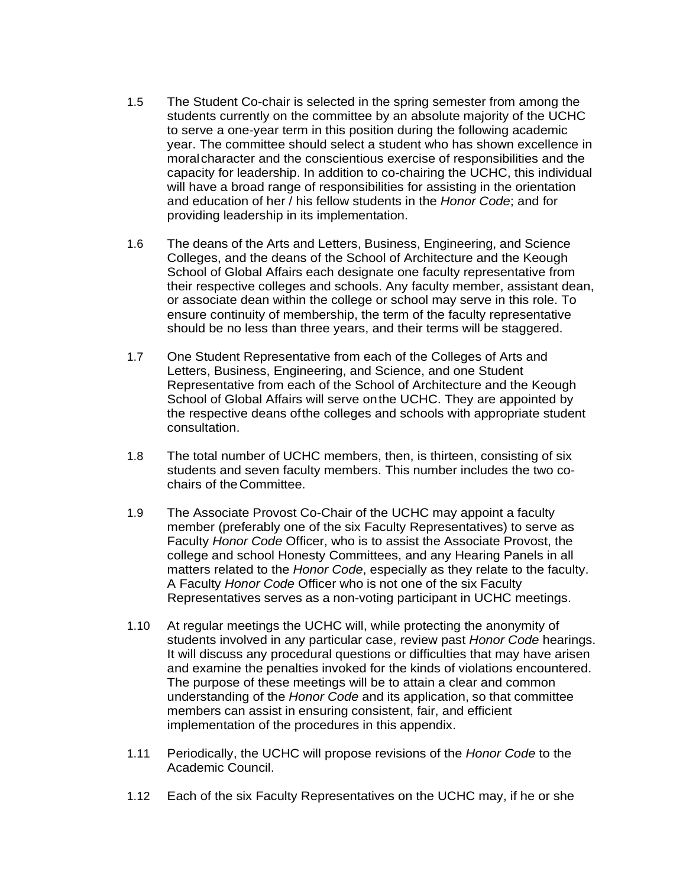1.5 The Student Co-chair is selected in the spring semester from among the students currently on the committee by an absolute majority of the UCHC to serve a one-year term in this position during the following academic year. The committee should select a student who has shown excellence in moral character and the conscientious exercise of responsibilities and the capacity for leadership. In addition to co-chairing the UCHC, this individual will have a broad range of responsibilities for assisting in the orientation and education of her / his fellow students in the *Honor Code*; and for providing leadership in its implementation.

1.6 The deans of the Arts and Letters, Business, Engineering, and Science Colleges, and the deans of the School of Architecture and the Keough School of Global Affairs each designate one faculty representative from their respective colleges and schools. Any faculty member, assistant dean, or associate dean within the college or school may serve in this role. To ensure continuity of membership, the term of the faculty representative should be no less than three years, and their terms will be staggered.

1.7 One Student Representative from each of the Colleges of Arts and Letters, Business, Engineering, and Science, and one Student Representative from each of the School of Architecture and the Keough School of Global Affairs will serve on the UCHC. They are appointed by the respective deans of the colleges and schools with appropriate student consultation.

1.8 The total number of UCHC members, then, is thirteen, consisting of six students and seven faculty members. This number includes the two co-chairs of the Committee.

1.9 The Associate Provost Co-Chair of the UCHC may appoint a faculty member (preferably one of the six Faculty Representatives) to serve as Faculty *Honor Code* Officer, who is to assist the Associate Provost, the college and school Honesty Committees, and any Hearing Panels in all matters related to the *Honor Code*, especially as they relate to the faculty. A Faculty *Honor Code* Officer who is not one of the six Faculty Representatives serves as a non-voting participant in UCHC meetings.

1.10 At regular meetings the UCHC will, while protecting the anonymity of students involved in any particular case, review past *Honor Code* hearings. It will discuss any procedural questions or difficulties that may have arisen and examine the penalties invoked for the kinds of violations encountered. The purpose of these meetings will be to attain a clear and common understanding of the *Honor Code* and its application, so that committee members can assist in ensuring consistent, fair, and efficient implementation of the procedures in this appendix.

1.11 Periodically, the UCHC will propose revisions of the *Honor Code* to the Academic Council.

1.12 Each of the six Faculty Representatives on the UCHC may, if he or she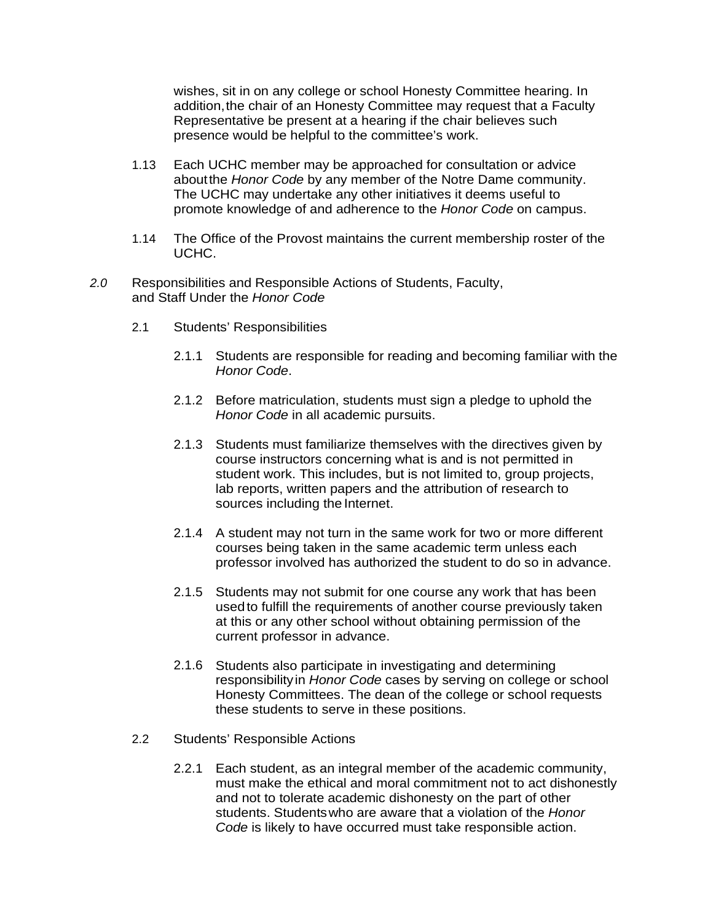wishes, sit in on any college or school Honesty Committee hearing. In addition, the chair of an Honesty Committee may request that a Faculty Representative be present at a hearing if the chair believes such presence would be helpful to the committee's work.

1.13 Each UCHC member may be approached for consultation or advice about the *Honor Code* by any member of the Notre Dame community. The UCHC may undertake any other initiatives it deems useful to promote knowledge of and adherence to the *Honor Code* on campus.

1.14 The Office of the Provost maintains the current membership roster of the UCHC.

## *2.0* Responsibilities and Responsible Actions of Students, Faculty, and Staff Under the *Honor Code*

### 2.1 Students' Responsibilities

2.1.1 Students are responsible for reading and becoming familiar with the *Honor Code*.

2.1.2 Before matriculation, students must sign a pledge to uphold the *Honor Code* in all academic pursuits.

2.1.3 Students must familiarize themselves with the directives given by course instructors concerning what is and is not permitted in student work. This includes, but is not limited to, group projects, lab reports, written papers and the attribution of research to sources including the Internet.

2.1.4 A student may not turn in the same work for two or more different courses being taken in the same academic term unless each professor involved has authorized the student to do so in advance.

2.1.5 Students may not submit for one course any work that has been used to fulfill the requirements of another course previously taken at this or any other school without obtaining permission of the current professor in advance.

2.1.6 Students also participate in investigating and determining responsibility in *Honor Code* cases by serving on college or school Honesty Committees. The dean of the college or school requests these students to serve in these positions.

### 2.2 Students' Responsible Actions

2.2.1 Each student, as an integral member of the academic community, must make the ethical and moral commitment not to act dishonestly and not to tolerate academic dishonesty on the part of other students. Students who are aware that a violation of the *Honor Code* is likely to have occurred must take responsible action.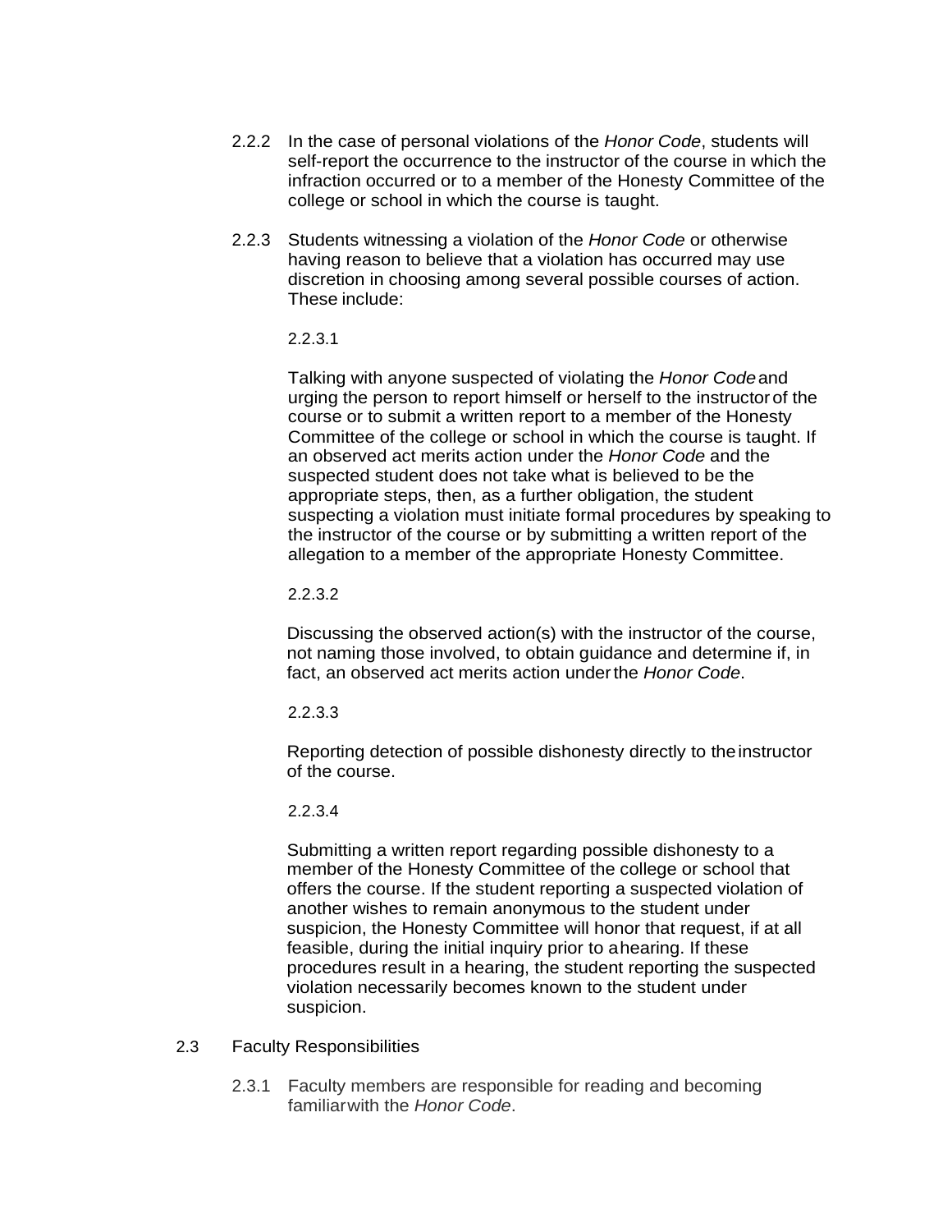2.2.2 In the case of personal violations of the *Honor Code*, students will self-report the occurrence to the instructor of the course in which the infraction occurred or to a member of the Honesty Committee of the college or school in which the course is taught.

2.2.3 Students witnessing a violation of the *Honor Code* or otherwise having reason to believe that a violation has occurred may use discretion in choosing among several possible courses of action. These include:

2.2.3.1

Talking with anyone suspected of violating the *Honor Code* and urging the person to report himself or herself to the instructor of the course or to submit a written report to a member of the Honesty Committee of the college or school in which the course is taught. If an observed act merits action under the *Honor Code* and the suspected student does not take what is believed to be the appropriate steps, then, as a further obligation, the student suspecting a violation must initiate formal procedures by speaking to the instructor of the course or by submitting a written report of the allegation to a member of the appropriate Honesty Committee.

2.2.3.2

Discussing the observed action(s) with the instructor of the course, not naming those involved, to obtain guidance and determine if, in fact, an observed act merits action under the *Honor Code*.

2.2.3.3

Reporting detection of possible dishonesty directly to the instructor of the course.

2.2.3.4

Submitting a written report regarding possible dishonesty to a member of the Honesty Committee of the college or school that offers the course. If the student reporting a suspected violation of another wishes to remain anonymous to the student under suspicion, the Honesty Committee will honor that request, if at all feasible, during the initial inquiry prior to a hearing. If these procedures result in a hearing, the student reporting the suspected violation necessarily becomes known to the student under suspicion.

2.3 Faculty Responsibilities

2.3.1 Faculty members are responsible for reading and becoming familiar with the *Honor Code*.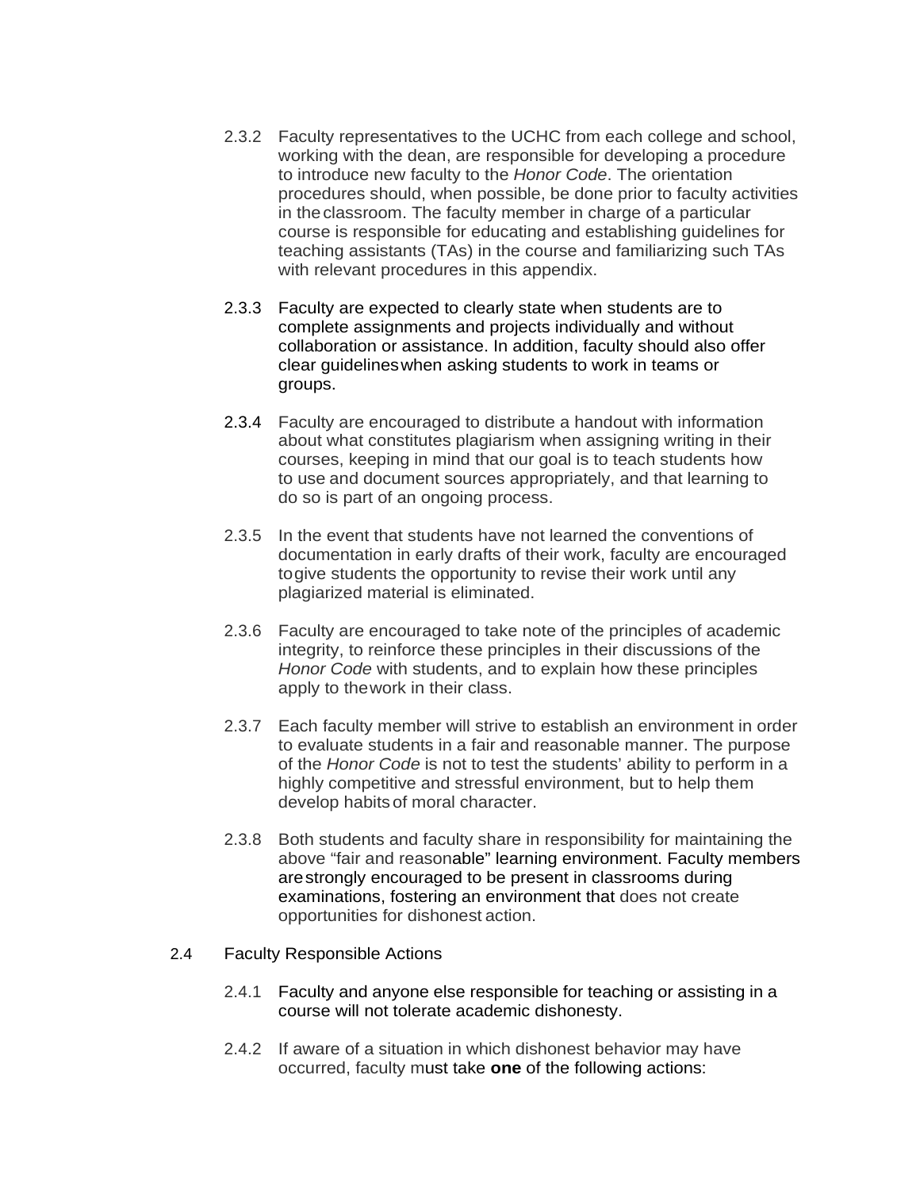2.3.2 Faculty representatives to the UCHC from each college and school, working with the dean, are responsible for developing a procedure to introduce new faculty to the *Honor Code*. The orientation procedures should, when possible, be done prior to faculty activities in the classroom. The faculty member in charge of a particular course is responsible for educating and establishing guidelines for teaching assistants (TAs) in the course and familiarizing such TAs with relevant procedures in this appendix.

2.3.3 Faculty are expected to clearly state when students are to complete assignments and projects individually and without collaboration or assistance. In addition, faculty should also offer clear guidelines when asking students to work in teams or groups.

2.3.4 Faculty are encouraged to distribute a handout with information about what constitutes plagiarism when assigning writing in their courses, keeping in mind that our goal is to teach students how to use and document sources appropriately, and that learning to do so is part of an ongoing process.

2.3.5 In the event that students have not learned the conventions of documentation in early drafts of their work, faculty are encouraged to give students the opportunity to revise their work until any plagiarized material is eliminated.

2.3.6 Faculty are encouraged to take note of the principles of academic integrity, to reinforce these principles in their discussions of the *Honor Code* with students, and to explain how these principles apply to the work in their class.

2.3.7 Each faculty member will strive to establish an environment in order to evaluate students in a fair and reasonable manner. The purpose of the *Honor Code* is not to test the students' ability to perform in a highly competitive and stressful environment, but to help them develop habits of moral character.

2.3.8 Both students and faculty share in responsibility for maintaining the above "fair and reasonable" learning environment. Faculty members are strongly encouraged to be present in classrooms during examinations, fostering an environment that does not create opportunities for dishonest action.

2.4 Faculty Responsible Actions

2.4.1 Faculty and anyone else responsible for teaching or assisting in a course will not tolerate academic dishonesty.

2.4.2 If aware of a situation in which dishonest behavior may have occurred, faculty must take **one** of the following actions: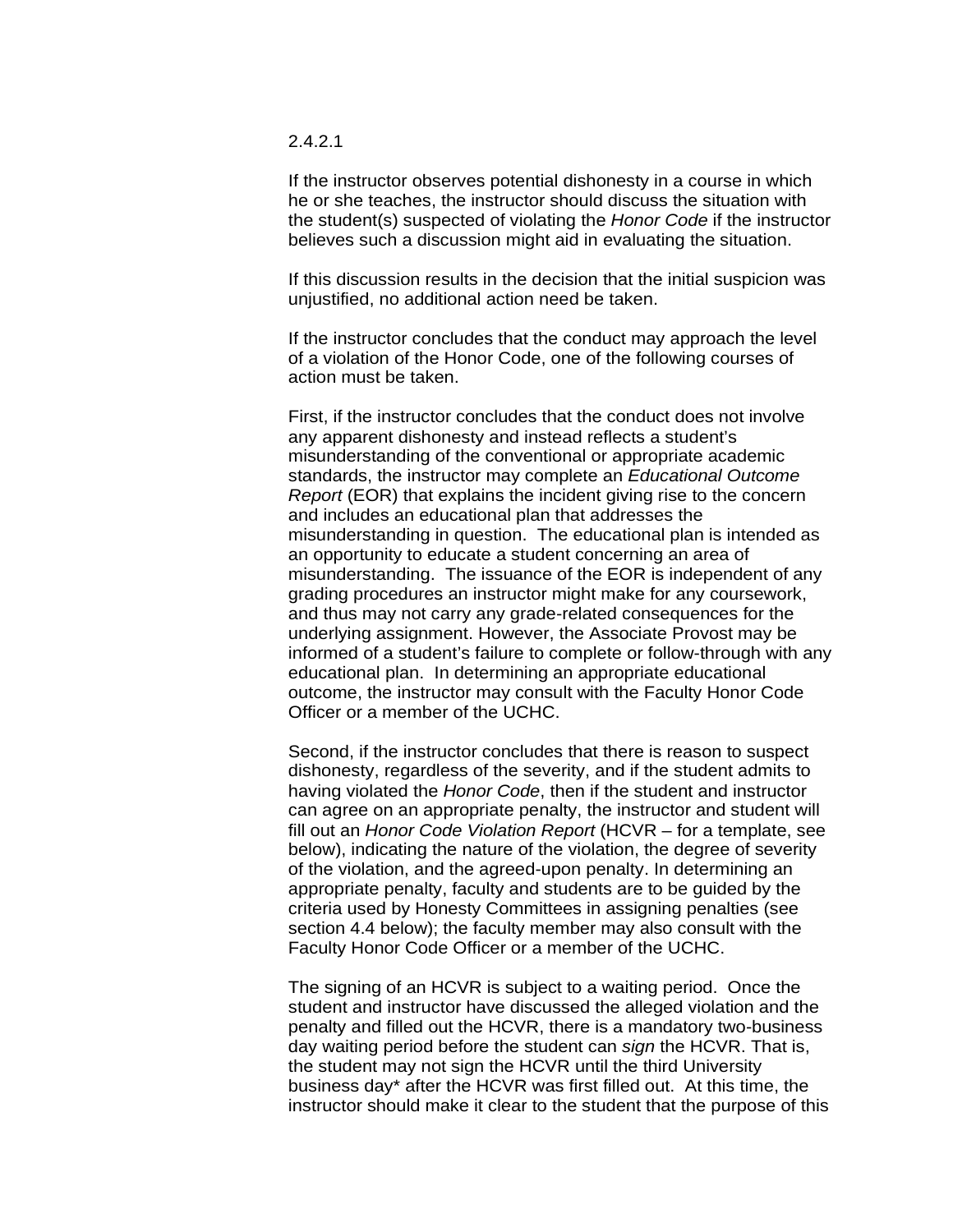2.4.2.1

If the instructor observes potential dishonesty in a course in which he or she teaches, the instructor should discuss the situation with the student(s) suspected of violating the *Honor Code* if the instructor believes such a discussion might aid in evaluating the situation.

If this discussion results in the decision that the initial suspicion was unjustified, no additional action need be taken.

If the instructor concludes that the conduct may approach the level of a violation of the Honor Code, one of the following courses of action must be taken.

First, if the instructor concludes that the conduct does not involve any apparent dishonesty and instead reflects a student's misunderstanding of the conventional or appropriate academic standards, the instructor may complete an *Educational Outcome Report* (EOR) that explains the incident giving rise to the concern and includes an educational plan that addresses the misunderstanding in question. The educational plan is intended as an opportunity to educate a student concerning an area of misunderstanding. The issuance of the EOR is independent of any grading procedures an instructor might make for any coursework, and thus may not carry any grade-related consequences for the underlying assignment. However, the Associate Provost may be informed of a student's failure to complete or follow-through with any educational plan. In determining an appropriate educational outcome, the instructor may consult with the Faculty Honor Code Officer or a member of the UCHC.

Second, if the instructor concludes that there is reason to suspect dishonesty, regardless of the severity, and if the student admits to having violated the *Honor Code*, then if the student and instructor can agree on an appropriate penalty, the instructor and student will fill out an *Honor Code Violation Report* (HCVR – for a template, see below), indicating the nature of the violation, the degree of severity of the violation, and the agreed-upon penalty. In determining an appropriate penalty, faculty and students are to be guided by the criteria used by Honesty Committees in assigning penalties (see section 4.4 below); the faculty member may also consult with the Faculty Honor Code Officer or a member of the UCHC.

The signing of an HCVR is subject to a waiting period. Once the student and instructor have discussed the alleged violation and the penalty and filled out the HCVR, there is a mandatory two-business day waiting period before the student can *sign* the HCVR. That is, the student may not sign the HCVR until the third University business day* after the HCVR was first filled out. At this time, the instructor should make it clear to the student that the purpose of this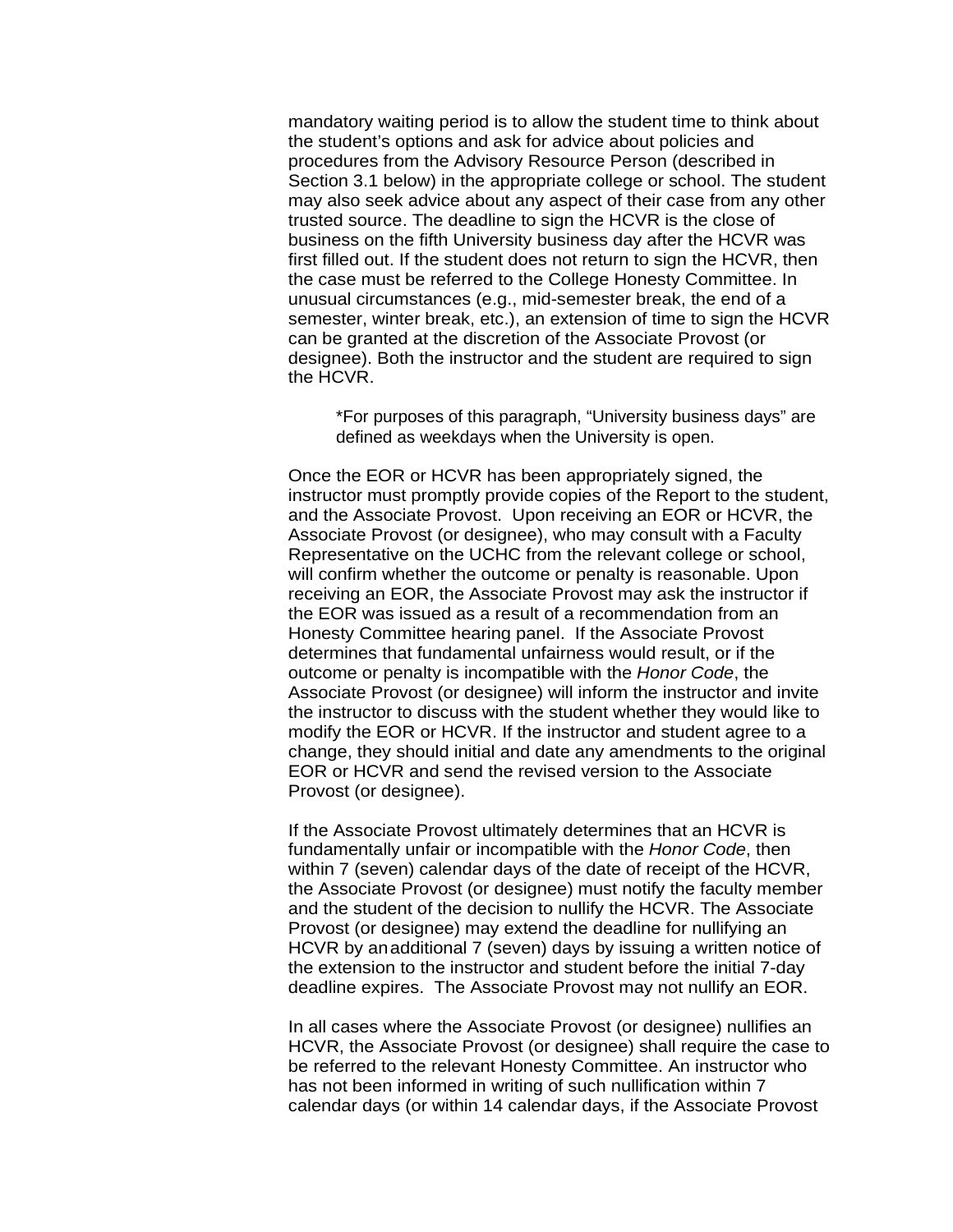mandatory waiting period is to allow the student time to think about the student's options and ask for advice about policies and procedures from the Advisory Resource Person (described in Section 3.1 below) in the appropriate college or school. The student may also seek advice about any aspect of their case from any other trusted source. The deadline to sign the HCVR is the close of business on the fifth University business day after the HCVR was first filled out. If the student does not return to sign the HCVR, then the case must be referred to the College Honesty Committee. In unusual circumstances (e.g., mid-semester break, the end of a semester, winter break, etc.), an extension of time to sign the HCVR can be granted at the discretion of the Associate Provost (or designee). Both the instructor and the student are required to sign the HCVR.

> *For purposes of this paragraph, "University business days" are defined as weekdays when the University is open.

Once the EOR or HCVR has been appropriately signed, the instructor must promptly provide copies of the Report to the student, and the Associate Provost. Upon receiving an EOR or HCVR, the Associate Provost (or designee), who may consult with a Faculty Representative on the UCHC from the relevant college or school, will confirm whether the outcome or penalty is reasonable. Upon receiving an EOR, the Associate Provost may ask the instructor if the EOR was issued as a result of a recommendation from an Honesty Committee hearing panel. If the Associate Provost determines that fundamental unfairness would result, or if the outcome or penalty is incompatible with the *Honor Code*, the Associate Provost (or designee) will inform the instructor and invite the instructor to discuss with the student whether they would like to modify the EOR or HCVR. If the instructor and student agree to a change, they should initial and date any amendments to the original EOR or HCVR and send the revised version to the Associate Provost (or designee).

If the Associate Provost ultimately determines that an HCVR is fundamentally unfair or incompatible with the *Honor Code*, then within 7 (seven) calendar days of the date of receipt of the HCVR, the Associate Provost (or designee) must notify the faculty member and the student of the decision to nullify the HCVR. The Associate Provost (or designee) may extend the deadline for nullifying an HCVR by an additional 7 (seven) days by issuing a written notice of the extension to the instructor and student before the initial 7-day deadline expires. The Associate Provost may not nullify an EOR.

In all cases where the Associate Provost (or designee) nullifies an HCVR, the Associate Provost (or designee) shall require the case to be referred to the relevant Honesty Committee. An instructor who has not been informed in writing of such nullification within 7 calendar days (or within 14 calendar days, if the Associate Provost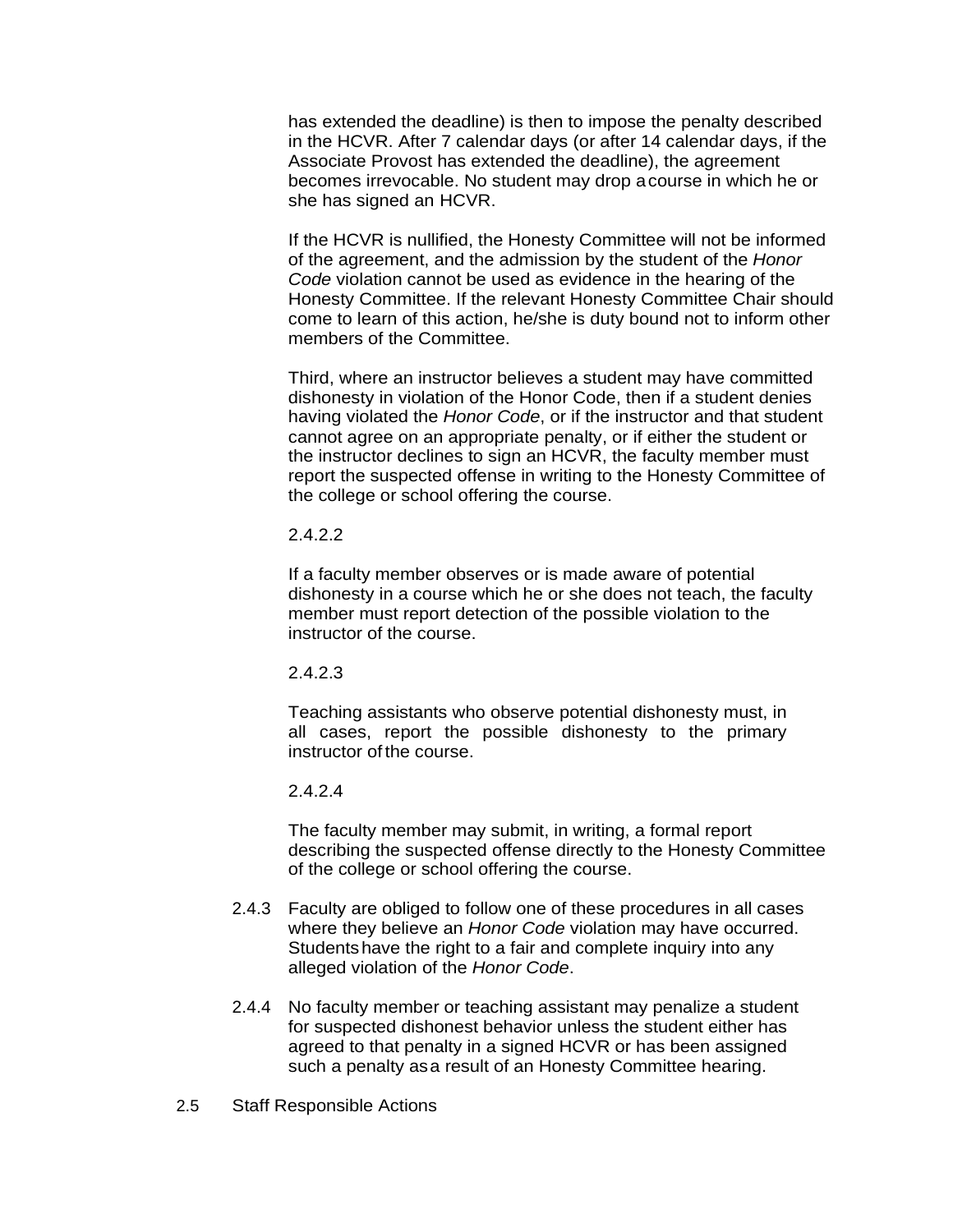has extended the deadline) is then to impose the penalty described in the HCVR. After 7 calendar days (or after 14 calendar days, if the Associate Provost has extended the deadline), the agreement becomes irrevocable. No student may drop a course in which he or she has signed an HCVR.

If the HCVR is nullified, the Honesty Committee will not be informed of the agreement, and the admission by the student of the *Honor Code* violation cannot be used as evidence in the hearing of the Honesty Committee. If the relevant Honesty Committee Chair should come to learn of this action, he/she is duty bound not to inform other members of the Committee.

Third, where an instructor believes a student may have committed dishonesty in violation of the Honor Code, then if a student denies having violated the *Honor Code*, or if the instructor and that student cannot agree on an appropriate penalty, or if either the student or the instructor declines to sign an HCVR, the faculty member must report the suspected offense in writing to the Honesty Committee of the college or school offering the course.

2.4.2.2

If a faculty member observes or is made aware of potential dishonesty in a course which he or she does not teach, the faculty member must report detection of the possible violation to the instructor of the course.

2.4.2.3

Teaching assistants who observe potential dishonesty must, in all cases, report the possible dishonesty to the primary instructor of the course.

2.4.2.4

The faculty member may submit, in writing, a formal report describing the suspected offense directly to the Honesty Committee of the college or school offering the course.

2.4.3 Faculty are obliged to follow one of these procedures in all cases where they believe an *Honor Code* violation may have occurred. Students have the right to a fair and complete inquiry into any alleged violation of the *Honor Code*.

2.4.4 No faculty member or teaching assistant may penalize a student for suspected dishonest behavior unless the student either has agreed to that penalty in a signed HCVR or has been assigned such a penalty as a result of an Honesty Committee hearing.

2.5 Staff Responsible Actions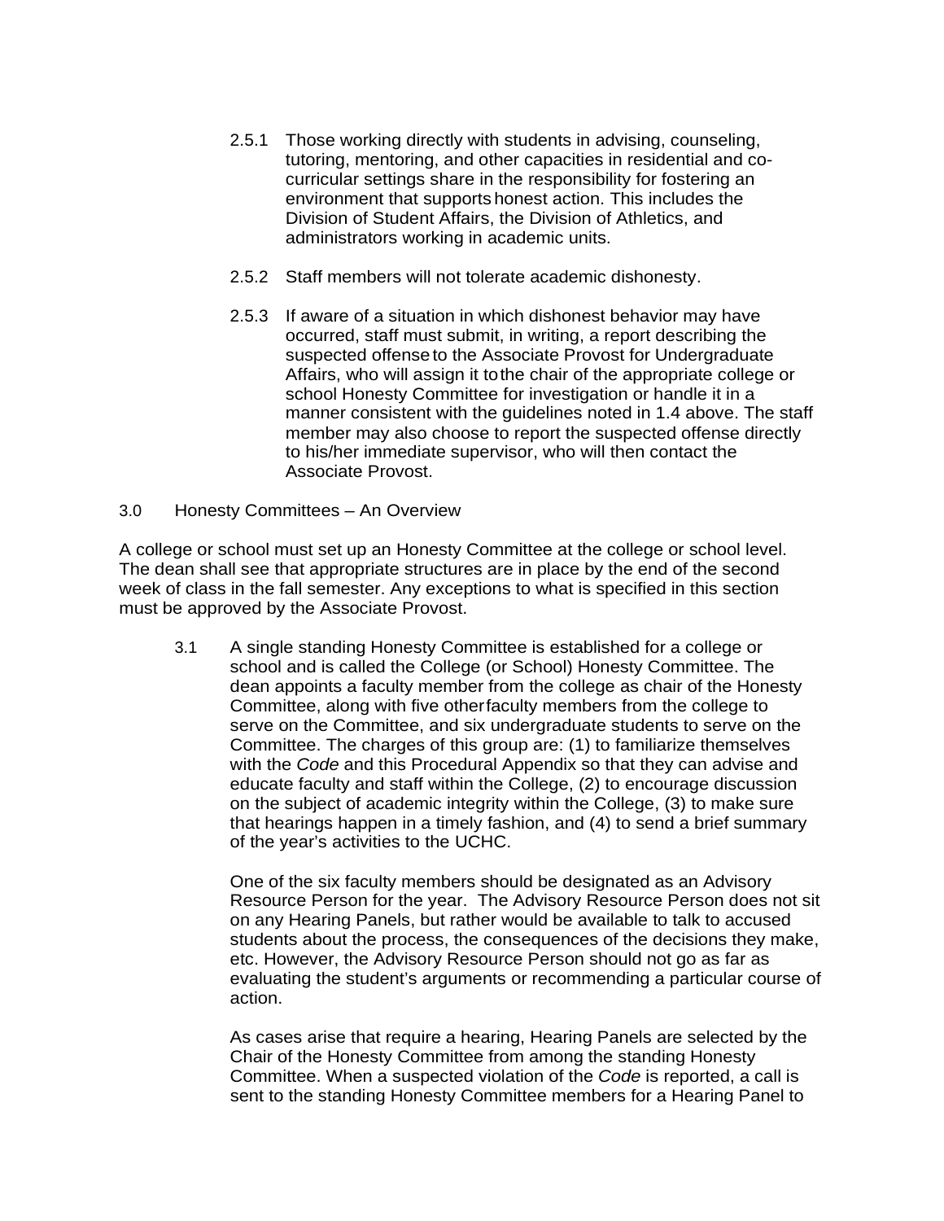2.5.1 Those working directly with students in advising, counseling, tutoring, mentoring, and other capacities in residential and co-curricular settings share in the responsibility for fostering an environment that supports honest action. This includes the Division of Student Affairs, the Division of Athletics, and administrators working in academic units.

2.5.2 Staff members will not tolerate academic dishonesty.

2.5.3 If aware of a situation in which dishonest behavior may have occurred, staff must submit, in writing, a report describing the suspected offense to the Associate Provost for Undergraduate Affairs, who will assign it to the chair of the appropriate college or school Honesty Committee for investigation or handle it in a manner consistent with the guidelines noted in 1.4 above. The staff member may also choose to report the suspected offense directly to his/her immediate supervisor, who will then contact the Associate Provost.

## 3.0 Honesty Committees – An Overview

A college or school must set up an Honesty Committee at the college or school level. The dean shall see that appropriate structures are in place by the end of the second week of class in the fall semester. Any exceptions to what is specified in this section must be approved by the Associate Provost.

3.1 A single standing Honesty Committee is established for a college or school and is called the College (or School) Honesty Committee. The dean appoints a faculty member from the college as chair of the Honesty Committee, along with five other faculty members from the college to serve on the Committee, and six undergraduate students to serve on the Committee. The charges of this group are: (1) to familiarize themselves with the *Code* and this Procedural Appendix so that they can advise and educate faculty and staff within the College, (2) to encourage discussion on the subject of academic integrity within the College, (3) to make sure that hearings happen in a timely fashion, and (4) to send a brief summary of the year's activities to the UCHC.

One of the six faculty members should be designated as an Advisory Resource Person for the year. The Advisory Resource Person does not sit on any Hearing Panels, but rather would be available to talk to accused students about the process, the consequences of the decisions they make, etc. However, the Advisory Resource Person should not go as far as evaluating the student's arguments or recommending a particular course of action.

As cases arise that require a hearing, Hearing Panels are selected by the Chair of the Honesty Committee from among the standing Honesty Committee. When a suspected violation of the *Code* is reported, a call is sent to the standing Honesty Committee members for a Hearing Panel to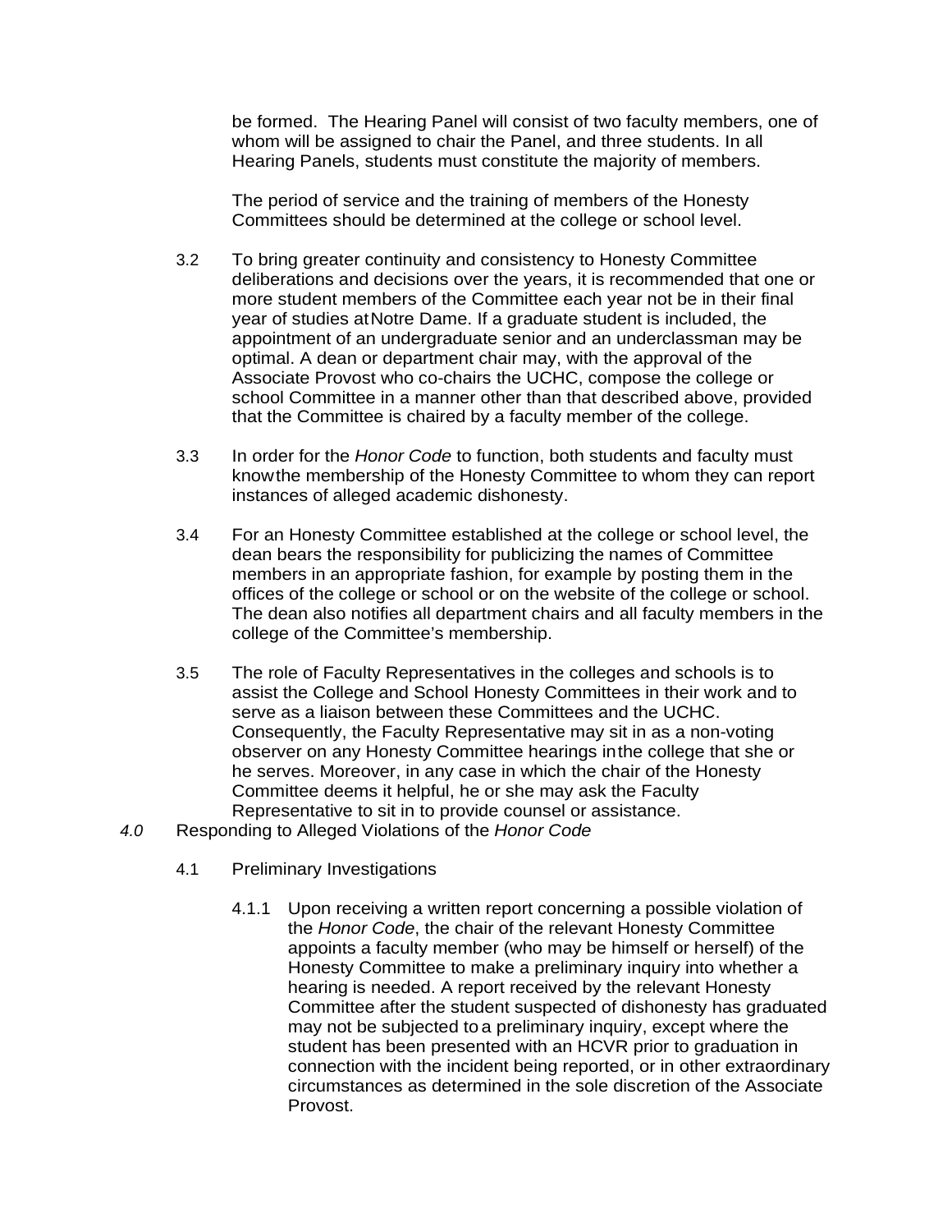be formed. The Hearing Panel will consist of two faculty members, one of whom will be assigned to chair the Panel, and three students. In all Hearing Panels, students must constitute the majority of members.

The period of service and the training of members of the Honesty Committees should be determined at the college or school level.

3.2 To bring greater continuity and consistency to Honesty Committee deliberations and decisions over the years, it is recommended that one or more student members of the Committee each year not be in their final year of studies at Notre Dame. If a graduate student is included, the appointment of an undergraduate senior and an underclassman may be optimal. A dean or department chair may, with the approval of the Associate Provost who co-chairs the UCHC, compose the college or school Committee in a manner other than that described above, provided that the Committee is chaired by a faculty member of the college.

3.3 In order for the *Honor Code* to function, both students and faculty must know the membership of the Honesty Committee to whom they can report instances of alleged academic dishonesty.

3.4 For an Honesty Committee established at the college or school level, the dean bears the responsibility for publicizing the names of Committee members in an appropriate fashion, for example by posting them in the offices of the college or school or on the website of the college or school. The dean also notifies all department chairs and all faculty members in the college of the Committee's membership.

3.5 The role of Faculty Representatives in the colleges and schools is to assist the College and School Honesty Committees in their work and to serve as a liaison between these Committees and the UCHC. Consequently, the Faculty Representative may sit in as a non-voting observer on any Honesty Committee hearings in the college that she or he serves. Moreover, in any case in which the chair of the Honesty Committee deems it helpful, he or she may ask the Faculty Representative to sit in to provide counsel or assistance.

*4.0* Responding to Alleged Violations of the *Honor Code*

4.1 Preliminary Investigations

4.1.1 Upon receiving a written report concerning a possible violation of the *Honor Code*, the chair of the relevant Honesty Committee appoints a faculty member (who may be himself or herself) of the Honesty Committee to make a preliminary inquiry into whether a hearing is needed. A report received by the relevant Honesty Committee after the student suspected of dishonesty has graduated may not be subjected to a preliminary inquiry, except where the student has been presented with an HCVR prior to graduation in connection with the incident being reported, or in other extraordinary circumstances as determined in the sole discretion of the Associate Provost.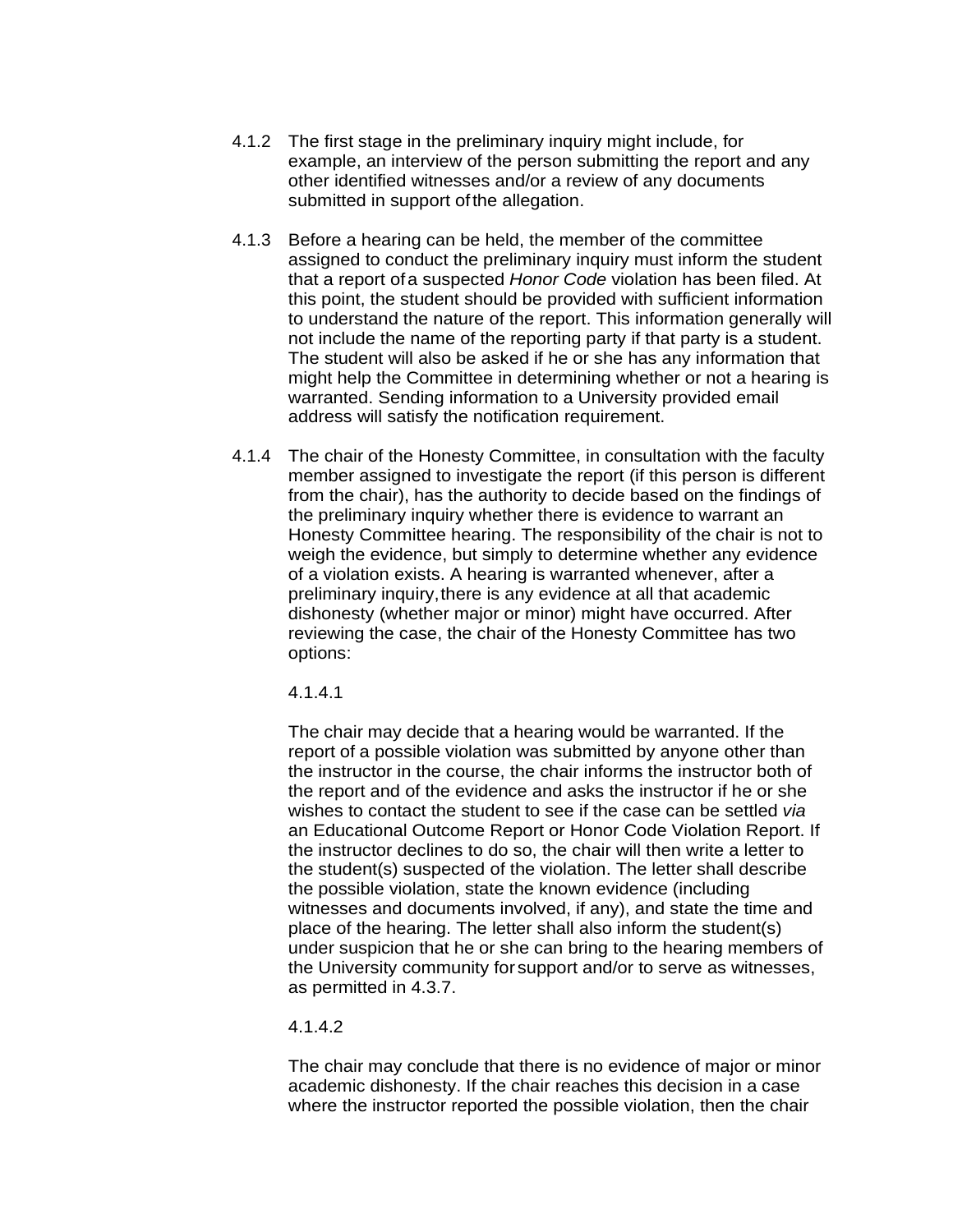4.1.2 The first stage in the preliminary inquiry might include, for example, an interview of the person submitting the report and any other identified witnesses and/or a review of any documents submitted in support of the allegation.

4.1.3 Before a hearing can be held, the member of the committee assigned to conduct the preliminary inquiry must inform the student that a report of a suspected *Honor Code* violation has been filed. At this point, the student should be provided with sufficient information to understand the nature of the report. This information generally will not include the name of the reporting party if that party is a student. The student will also be asked if he or she has any information that might help the Committee in determining whether or not a hearing is warranted. Sending information to a University provided email address will satisfy the notification requirement.

4.1.4 The chair of the Honesty Committee, in consultation with the faculty member assigned to investigate the report (if this person is different from the chair), has the authority to decide based on the findings of the preliminary inquiry whether there is evidence to warrant an Honesty Committee hearing. The responsibility of the chair is not to weigh the evidence, but simply to determine whether any evidence of a violation exists. A hearing is warranted whenever, after a preliminary inquiry, there is any evidence at all that academic dishonesty (whether major or minor) might have occurred. After reviewing the case, the chair of the Honesty Committee has two options:

4.1.4.1

The chair may decide that a hearing would be warranted. If the report of a possible violation was submitted by anyone other than the instructor in the course, the chair informs the instructor both of the report and of the evidence and asks the instructor if he or she wishes to contact the student to see if the case can be settled *via* an Educational Outcome Report or Honor Code Violation Report. If the instructor declines to do so, the chair will then write a letter to the student(s) suspected of the violation. The letter shall describe the possible violation, state the known evidence (including witnesses and documents involved, if any), and state the time and place of the hearing. The letter shall also inform the student(s) under suspicion that he or she can bring to the hearing members of the University community for support and/or to serve as witnesses, as permitted in 4.3.7.

4.1.4.2

The chair may conclude that there is no evidence of major or minor academic dishonesty. If the chair reaches this decision in a case where the instructor reported the possible violation, then the chair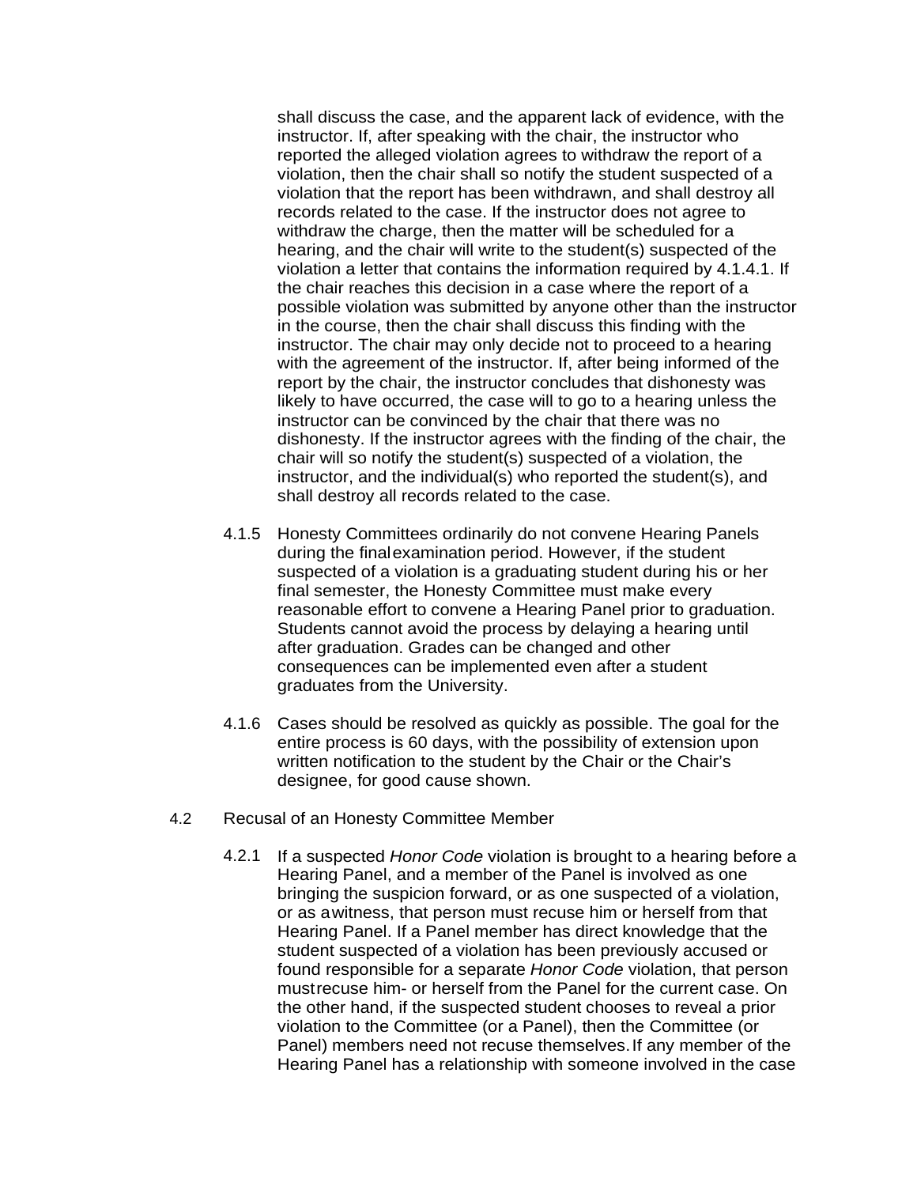shall discuss the case, and the apparent lack of evidence, with the instructor. If, after speaking with the chair, the instructor who reported the alleged violation agrees to withdraw the report of a violation, then the chair shall so notify the student suspected of a violation that the report has been withdrawn, and shall destroy all records related to the case. If the instructor does not agree to withdraw the charge, then the matter will be scheduled for a hearing, and the chair will write to the student(s) suspected of the violation a letter that contains the information required by 4.1.4.1. If the chair reaches this decision in a case where the report of a possible violation was submitted by anyone other than the instructor in the course, then the chair shall discuss this finding with the instructor. The chair may only decide not to proceed to a hearing with the agreement of the instructor. If, after being informed of the report by the chair, the instructor concludes that dishonesty was likely to have occurred, the case will to go to a hearing unless the instructor can be convinced by the chair that there was no dishonesty. If the instructor agrees with the finding of the chair, the chair will so notify the student(s) suspected of a violation, the instructor, and the individual(s) who reported the student(s), and shall destroy all records related to the case.

4.1.5 Honesty Committees ordinarily do not convene Hearing Panels during the final examination period. However, if the student suspected of a violation is a graduating student during his or her final semester, the Honesty Committee must make every reasonable effort to convene a Hearing Panel prior to graduation. Students cannot avoid the process by delaying a hearing until after graduation. Grades can be changed and other consequences can be implemented even after a student graduates from the University.

4.1.6 Cases should be resolved as quickly as possible. The goal for the entire process is 60 days, with the possibility of extension upon written notification to the student by the Chair or the Chair's designee, for good cause shown.

4.2 Recusal of an Honesty Committee Member

4.2.1 If a suspected *Honor Code* violation is brought to a hearing before a Hearing Panel, and a member of the Panel is involved as one bringing the suspicion forward, or as one suspected of a violation, or as a witness, that person must recuse him or herself from that Hearing Panel. If a Panel member has direct knowledge that the student suspected of a violation has been previously accused or found responsible for a separate *Honor Code* violation, that person must recuse him- or herself from the Panel for the current case. On the other hand, if the suspected student chooses to reveal a prior violation to the Committee (or a Panel), then the Committee (or Panel) members need not recuse themselves. If any member of the Hearing Panel has a relationship with someone involved in the case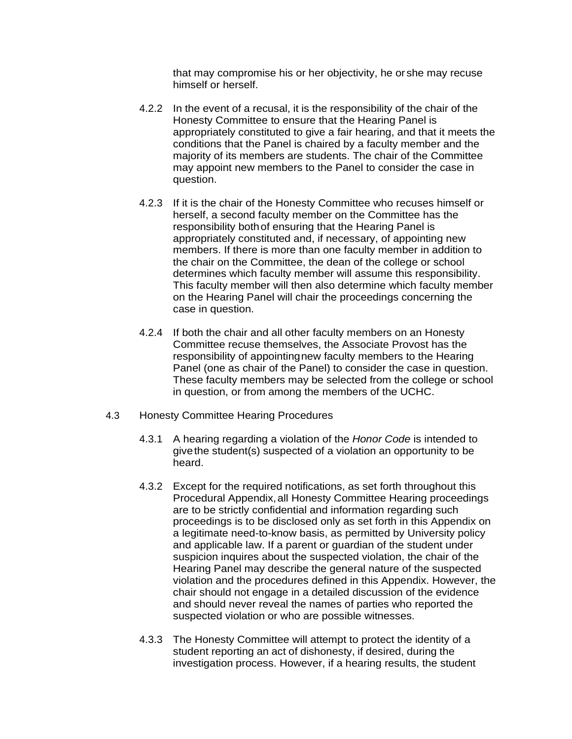that may compromise his or her objectivity, he or she may recuse himself or herself.

4.2.2 In the event of a recusal, it is the responsibility of the chair of the Honesty Committee to ensure that the Hearing Panel is appropriately constituted to give a fair hearing, and that it meets the conditions that the Panel is chaired by a faculty member and the majority of its members are students. The chair of the Committee may appoint new members to the Panel to consider the case in question.

4.2.3 If it is the chair of the Honesty Committee who recuses himself or herself, a second faculty member on the Committee has the responsibility both of ensuring that the Hearing Panel is appropriately constituted and, if necessary, of appointing new members. If there is more than one faculty member in addition to the chair on the Committee, the dean of the college or school determines which faculty member will assume this responsibility. This faculty member will then also determine which faculty member on the Hearing Panel will chair the proceedings concerning the case in question.

4.2.4 If both the chair and all other faculty members on an Honesty Committee recuse themselves, the Associate Provost has the responsibility of appointing new faculty members to the Hearing Panel (one as chair of the Panel) to consider the case in question. These faculty members may be selected from the college or school in question, or from among the members of the UCHC.

4.3 Honesty Committee Hearing Procedures

4.3.1 A hearing regarding a violation of the *Honor Code* is intended to give the student(s) suspected of a violation an opportunity to be heard.

4.3.2 Except for the required notifications, as set forth throughout this Procedural Appendix, all Honesty Committee Hearing proceedings are to be strictly confidential and information regarding such proceedings is to be disclosed only as set forth in this Appendix on a legitimate need-to-know basis, as permitted by University policy and applicable law. If a parent or guardian of the student under suspicion inquires about the suspected violation, the chair of the Hearing Panel may describe the general nature of the suspected violation and the procedures defined in this Appendix. However, the chair should not engage in a detailed discussion of the evidence and should never reveal the names of parties who reported the suspected violation or who are possible witnesses.

4.3.3 The Honesty Committee will attempt to protect the identity of a student reporting an act of dishonesty, if desired, during the investigation process. However, if a hearing results, the student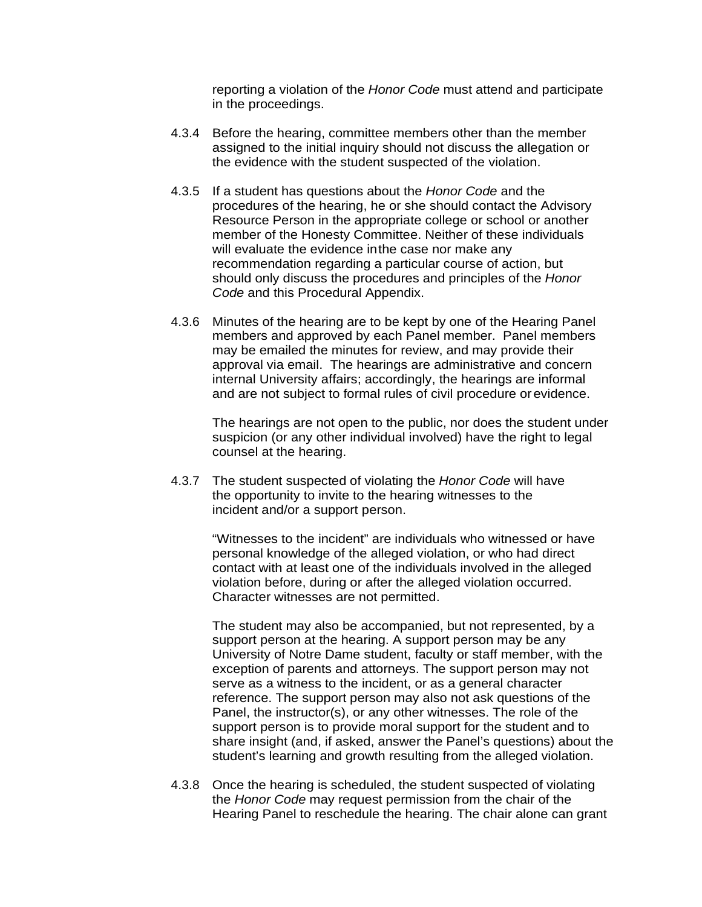reporting a violation of the *Honor Code* must attend and participate in the proceedings.

4.3.4 Before the hearing, committee members other than the member assigned to the initial inquiry should not discuss the allegation or the evidence with the student suspected of the violation.

4.3.5 If a student has questions about the *Honor Code* and the procedures of the hearing, he or she should contact the Advisory Resource Person in the appropriate college or school or another member of the Honesty Committee. Neither of these individuals will evaluate the evidence inthe case nor make any recommendation regarding a particular course of action, but should only discuss the procedures and principles of the *Honor Code* and this Procedural Appendix.

4.3.6 Minutes of the hearing are to be kept by one of the Hearing Panel members and approved by each Panel member. Panel members may be emailed the minutes for review, and may provide their approval via email. The hearings are administrative and concern internal University affairs; accordingly, the hearings are informal and are not subject to formal rules of civil procedure or evidence.

The hearings are not open to the public, nor does the student under suspicion (or any other individual involved) have the right to legal counsel at the hearing.

4.3.7 The student suspected of violating the *Honor Code* will have the opportunity to invite to the hearing witnesses to the incident and/or a support person.

"Witnesses to the incident" are individuals who witnessed or have personal knowledge of the alleged violation, or who had direct contact with at least one of the individuals involved in the alleged violation before, during or after the alleged violation occurred. Character witnesses are not permitted.

The student may also be accompanied, but not represented, by a support person at the hearing. A support person may be any University of Notre Dame student, faculty or staff member, with the exception of parents and attorneys. The support person may not serve as a witness to the incident, or as a general character reference. The support person may also not ask questions of the Panel, the instructor(s), or any other witnesses. The role of the support person is to provide moral support for the student and to share insight (and, if asked, answer the Panel's questions) about the student's learning and growth resulting from the alleged violation.

4.3.8 Once the hearing is scheduled, the student suspected of violating the *Honor Code* may request permission from the chair of the Hearing Panel to reschedule the hearing. The chair alone can grant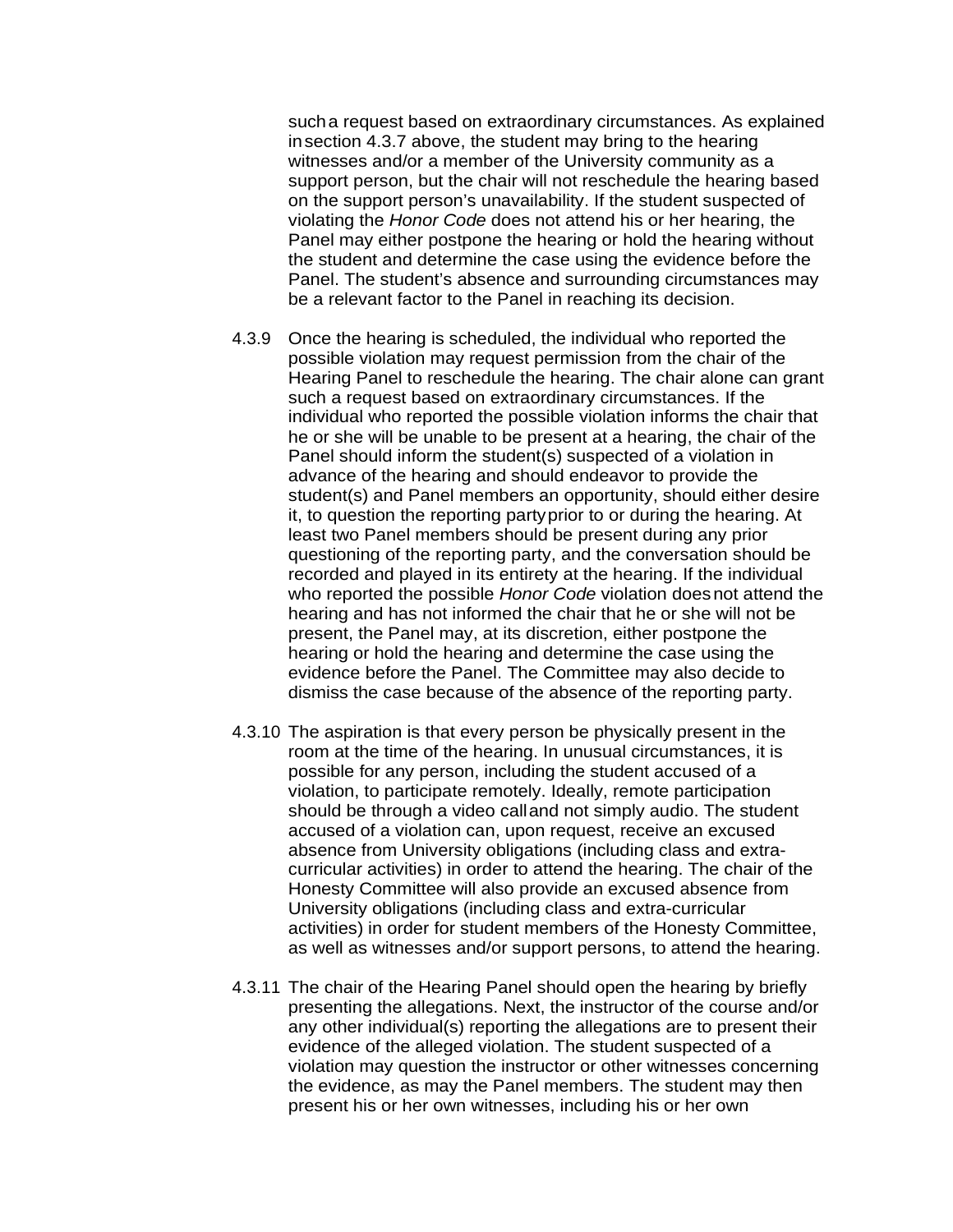such a request based on extraordinary circumstances. As explained in section 4.3.7 above, the student may bring to the hearing witnesses and/or a member of the University community as a support person, but the chair will not reschedule the hearing based on the support person's unavailability. If the student suspected of violating the *Honor Code* does not attend his or her hearing, the Panel may either postpone the hearing or hold the hearing without the student and determine the case using the evidence before the Panel. The student's absence and surrounding circumstances may be a relevant factor to the Panel in reaching its decision.

4.3.9 Once the hearing is scheduled, the individual who reported the possible violation may request permission from the chair of the Hearing Panel to reschedule the hearing. The chair alone can grant such a request based on extraordinary circumstances. If the individual who reported the possible violation informs the chair that he or she will be unable to be present at a hearing, the chair of the Panel should inform the student(s) suspected of a violation in advance of the hearing and should endeavor to provide the student(s) and Panel members an opportunity, should either desire it, to question the reporting party prior to or during the hearing. At least two Panel members should be present during any prior questioning of the reporting party, and the conversation should be recorded and played in its entirety at the hearing. If the individual who reported the possible *Honor Code* violation does not attend the hearing and has not informed the chair that he or she will not be present, the Panel may, at its discretion, either postpone the hearing or hold the hearing and determine the case using the evidence before the Panel. The Committee may also decide to dismiss the case because of the absence of the reporting party.

4.3.10 The aspiration is that every person be physically present in the room at the time of the hearing. In unusual circumstances, it is possible for any person, including the student accused of a violation, to participate remotely. Ideally, remote participation should be through a video call and not simply audio. The student accused of a violation can, upon request, receive an excused absence from University obligations (including class and extra-curricular activities) in order to attend the hearing. The chair of the Honesty Committee will also provide an excused absence from University obligations (including class and extra-curricular activities) in order for student members of the Honesty Committee, as well as witnesses and/or support persons, to attend the hearing.

4.3.11 The chair of the Hearing Panel should open the hearing by briefly presenting the allegations. Next, the instructor of the course and/or any other individual(s) reporting the allegations are to present their evidence of the alleged violation. The student suspected of a violation may question the instructor or other witnesses concerning the evidence, as may the Panel members. The student may then present his or her own witnesses, including his or her own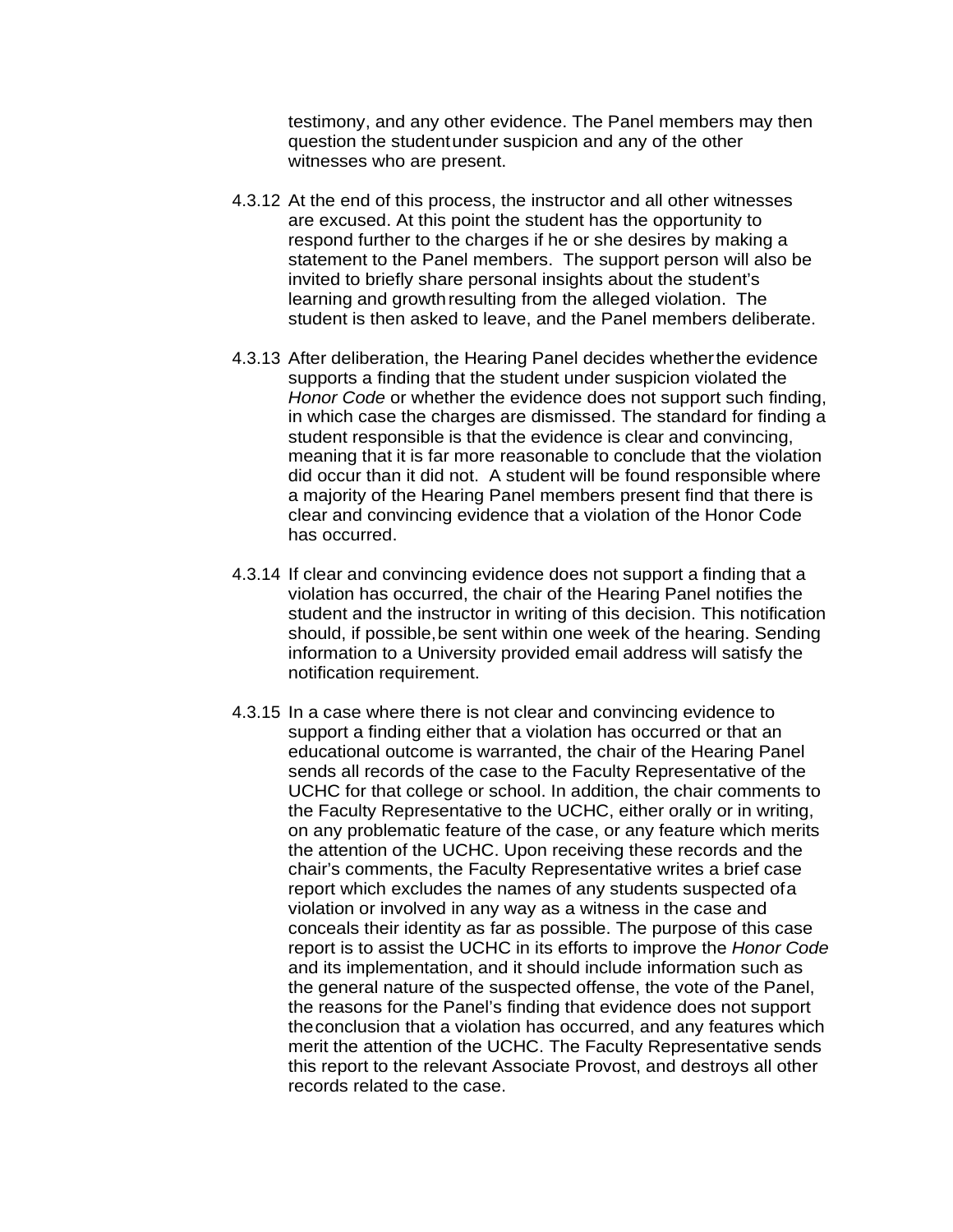testimony, and any other evidence. The Panel members may then question the student under suspicion and any of the other witnesses who are present.

4.3.12 At the end of this process, the instructor and all other witnesses are excused. At this point the student has the opportunity to respond further to the charges if he or she desires by making a statement to the Panel members. The support person will also be invited to briefly share personal insights about the student's learning and growth resulting from the alleged violation. The student is then asked to leave, and the Panel members deliberate.

4.3.13 After deliberation, the Hearing Panel decides whether the evidence supports a finding that the student under suspicion violated the *Honor Code* or whether the evidence does not support such finding, in which case the charges are dismissed. The standard for finding a student responsible is that the evidence is clear and convincing, meaning that it is far more reasonable to conclude that the violation did occur than it did not. A student will be found responsible where a majority of the Hearing Panel members present find that there is clear and convincing evidence that a violation of the Honor Code has occurred.

4.3.14 If clear and convincing evidence does not support a finding that a violation has occurred, the chair of the Hearing Panel notifies the student and the instructor in writing of this decision. This notification should, if possible, be sent within one week of the hearing. Sending information to a University provided email address will satisfy the notification requirement.

4.3.15 In a case where there is not clear and convincing evidence to support a finding either that a violation has occurred or that an educational outcome is warranted, the chair of the Hearing Panel sends all records of the case to the Faculty Representative of the UCHC for that college or school. In addition, the chair comments to the Faculty Representative to the UCHC, either orally or in writing, on any problematic feature of the case, or any feature which merits the attention of the UCHC. Upon receiving these records and the chair's comments, the Faculty Representative writes a brief case report which excludes the names of any students suspected of a violation or involved in any way as a witness in the case and conceals their identity as far as possible. The purpose of this case report is to assist the UCHC in its efforts to improve the *Honor Code* and its implementation, and it should include information such as the general nature of the suspected offense, the vote of the Panel, the reasons for the Panel's finding that evidence does not support the conclusion that a violation has occurred, and any features which merit the attention of the UCHC. The Faculty Representative sends this report to the relevant Associate Provost, and destroys all other records related to the case.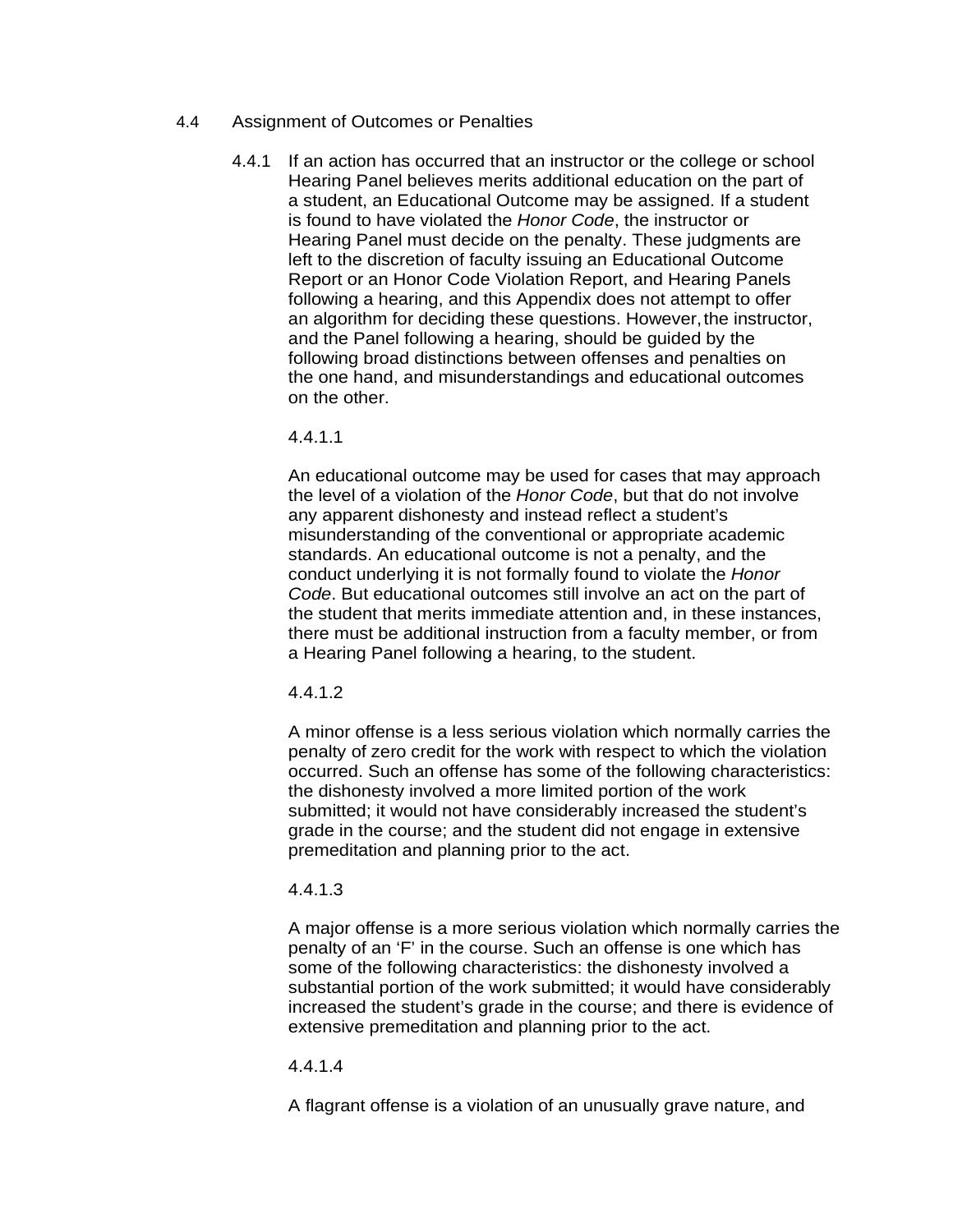## 4.4 Assignment of Outcomes or Penalties

4.4.1 If an action has occurred that an instructor or the college or school Hearing Panel believes merits additional education on the part of a student, an Educational Outcome may be assigned. If a student is found to have violated the *Honor Code*, the instructor or Hearing Panel must decide on the penalty. These judgments are left to the discretion of faculty issuing an Educational Outcome Report or an Honor Code Violation Report, and Hearing Panels following a hearing, and this Appendix does not attempt to offer an algorithm for deciding these questions. However, the instructor, and the Panel following a hearing, should be guided by the following broad distinctions between offenses and penalties on the one hand, and misunderstandings and educational outcomes on the other.

4.4.1.1

An educational outcome may be used for cases that may approach the level of a violation of the *Honor Code*, but that do not involve any apparent dishonesty and instead reflect a student's misunderstanding of the conventional or appropriate academic standards. An educational outcome is not a penalty, and the conduct underlying it is not formally found to violate the *Honor Code*. But educational outcomes still involve an act on the part of the student that merits immediate attention and, in these instances, there must be additional instruction from a faculty member, or from a Hearing Panel following a hearing, to the student.

4.4.1.2

A minor offense is a less serious violation which normally carries the penalty of zero credit for the work with respect to which the violation occurred. Such an offense has some of the following characteristics: the dishonesty involved a more limited portion of the work submitted; it would not have considerably increased the student's grade in the course; and the student did not engage in extensive premeditation and planning prior to the act.

4.4.1.3

A major offense is a more serious violation which normally carries the penalty of an 'F' in the course. Such an offense is one which has some of the following characteristics: the dishonesty involved a substantial portion of the work submitted; it would have considerably increased the student's grade in the course; and there is evidence of extensive premeditation and planning prior to the act.

4.4.1.4

A flagrant offense is a violation of an unusually grave nature, and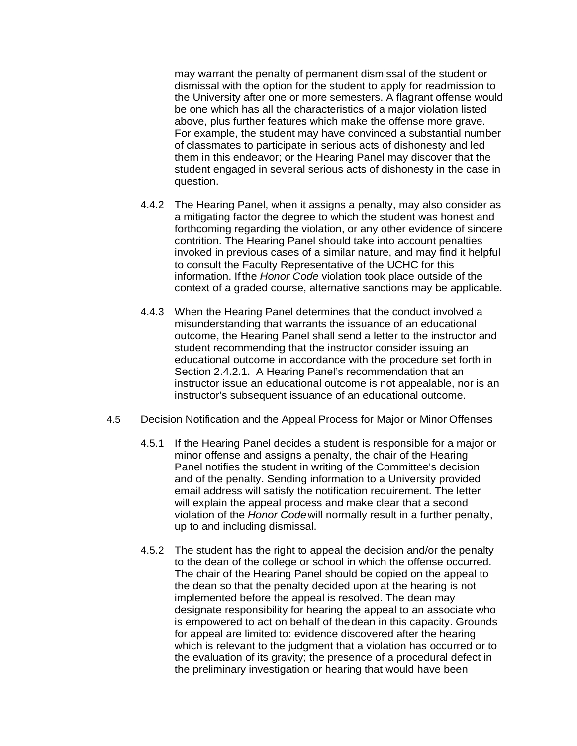may warrant the penalty of permanent dismissal of the student or dismissal with the option for the student to apply for readmission to the University after one or more semesters. A flagrant offense would be one which has all the characteristics of a major violation listed above, plus further features which make the offense more grave. For example, the student may have convinced a substantial number of classmates to participate in serious acts of dishonesty and led them in this endeavor; or the Hearing Panel may discover that the student engaged in several serious acts of dishonesty in the case in question.

4.4.2 The Hearing Panel, when it assigns a penalty, may also consider as a mitigating factor the degree to which the student was honest and forthcoming regarding the violation, or any other evidence of sincere contrition. The Hearing Panel should take into account penalties invoked in previous cases of a similar nature, and may find it helpful to consult the Faculty Representative of the UCHC for this information. If the *Honor Code* violation took place outside of the context of a graded course, alternative sanctions may be applicable.

4.4.3 When the Hearing Panel determines that the conduct involved a misunderstanding that warrants the issuance of an educational outcome, the Hearing Panel shall send a letter to the instructor and student recommending that the instructor consider issuing an educational outcome in accordance with the procedure set forth in Section 2.4.2.1. A Hearing Panel's recommendation that an instructor issue an educational outcome is not appealable, nor is an instructor's subsequent issuance of an educational outcome.

4.5 Decision Notification and the Appeal Process for Major or Minor Offenses

4.5.1 If the Hearing Panel decides a student is responsible for a major or minor offense and assigns a penalty, the chair of the Hearing Panel notifies the student in writing of the Committee's decision and of the penalty. Sending information to a University provided email address will satisfy the notification requirement. The letter will explain the appeal process and make clear that a second violation of the *Honor Code* will normally result in a further penalty, up to and including dismissal.

4.5.2 The student has the right to appeal the decision and/or the penalty to the dean of the college or school in which the offense occurred. The chair of the Hearing Panel should be copied on the appeal to the dean so that the penalty decided upon at the hearing is not implemented before the appeal is resolved. The dean may designate responsibility for hearing the appeal to an associate who is empowered to act on behalf of the dean in this capacity. Grounds for appeal are limited to: evidence discovered after the hearing which is relevant to the judgment that a violation has occurred or to the evaluation of its gravity; the presence of a procedural defect in the preliminary investigation or hearing that would have been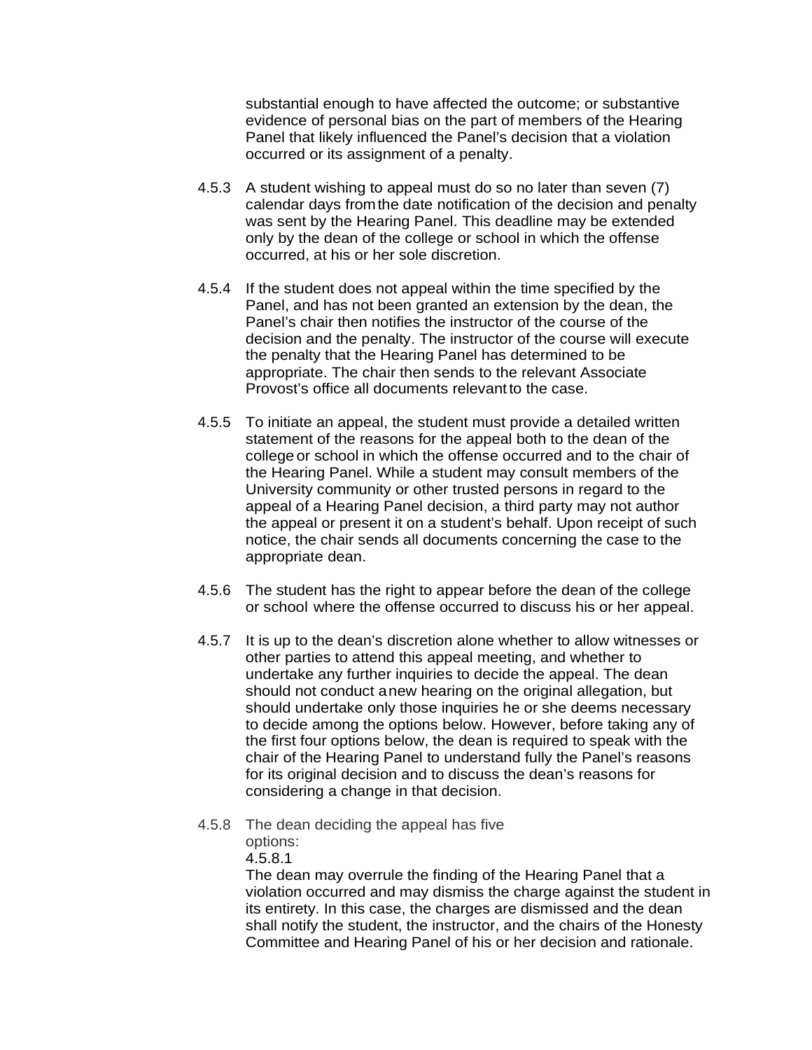substantial enough to have affected the outcome; or substantive evidence of personal bias on the part of members of the Hearing Panel that likely influenced the Panel's decision that a violation occurred or its assignment of a penalty.

4.5.3 A student wishing to appeal must do so no later than seven (7) calendar days from the date notification of the decision and penalty was sent by the Hearing Panel. This deadline may be extended only by the dean of the college or school in which the offense occurred, at his or her sole discretion.

4.5.4 If the student does not appeal within the time specified by the Panel, and has not been granted an extension by the dean, the Panel's chair then notifies the instructor of the course of the decision and the penalty. The instructor of the course will execute the penalty that the Hearing Panel has determined to be appropriate. The chair then sends to the relevant Associate Provost's office all documents relevant to the case.

4.5.5 To initiate an appeal, the student must provide a detailed written statement of the reasons for the appeal both to the dean of the college or school in which the offense occurred and to the chair of the Hearing Panel. While a student may consult members of the University community or other trusted persons in regard to the appeal of a Hearing Panel decision, a third party may not author the appeal or present it on a student's behalf. Upon receipt of such notice, the chair sends all documents concerning the case to the appropriate dean.

4.5.6 The student has the right to appear before the dean of the college or school where the offense occurred to discuss his or her appeal.

4.5.7 It is up to the dean's discretion alone whether to allow witnesses or other parties to attend this appeal meeting, and whether to undertake any further inquiries to decide the appeal. The dean should not conduct a new hearing on the original allegation, but should undertake only those inquiries he or she deems necessary to decide among the options below. However, before taking any of the first four options below, the dean is required to speak with the chair of the Hearing Panel to understand fully the Panel's reasons for its original decision and to discuss the dean's reasons for considering a change in that decision.

4.5.8 The dean deciding the appeal has five options:

4.5.8.1

The dean may overrule the finding of the Hearing Panel that a violation occurred and may dismiss the charge against the student in its entirety. In this case, the charges are dismissed and the dean shall notify the student, the instructor, and the chairs of the Honesty Committee and Hearing Panel of his or her decision and rationale.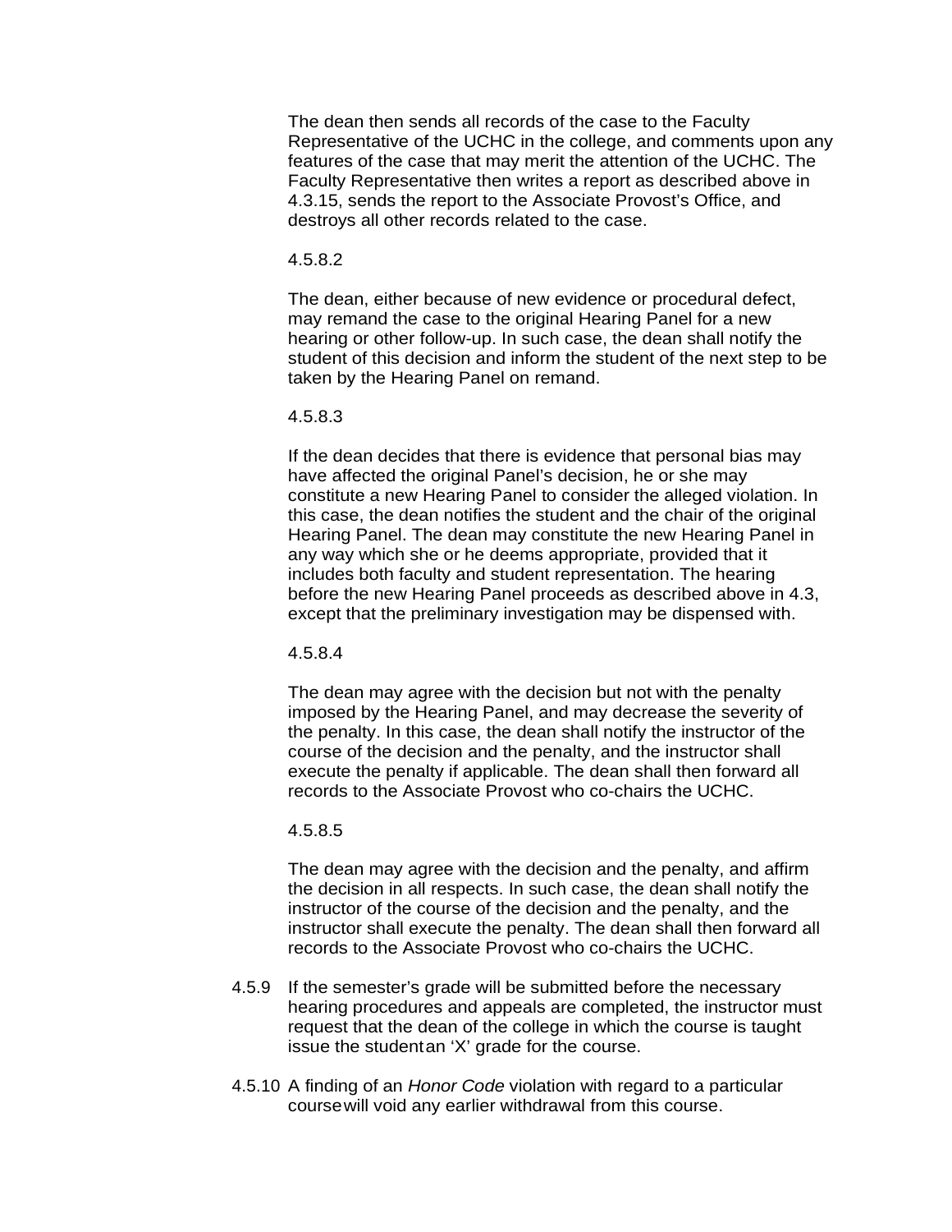The dean then sends all records of the case to the Faculty Representative of the UCHC in the college, and comments upon any features of the case that may merit the attention of the UCHC. The Faculty Representative then writes a report as described above in 4.3.15, sends the report to the Associate Provost's Office, and destroys all other records related to the case.

4.5.8.2

The dean, either because of new evidence or procedural defect, may remand the case to the original Hearing Panel for a new hearing or other follow-up. In such case, the dean shall notify the student of this decision and inform the student of the next step to be taken by the Hearing Panel on remand.

4.5.8.3

If the dean decides that there is evidence that personal bias may have affected the original Panel's decision, he or she may constitute a new Hearing Panel to consider the alleged violation. In this case, the dean notifies the student and the chair of the original Hearing Panel. The dean may constitute the new Hearing Panel in any way which she or he deems appropriate, provided that it includes both faculty and student representation. The hearing before the new Hearing Panel proceeds as described above in 4.3, except that the preliminary investigation may be dispensed with.

4.5.8.4

The dean may agree with the decision but not with the penalty imposed by the Hearing Panel, and may decrease the severity of the penalty. In this case, the dean shall notify the instructor of the course of the decision and the penalty, and the instructor shall execute the penalty if applicable. The dean shall then forward all records to the Associate Provost who co-chairs the UCHC.

4.5.8.5

The dean may agree with the decision and the penalty, and affirm the decision in all respects. In such case, the dean shall notify the instructor of the course of the decision and the penalty, and the instructor shall execute the penalty. The dean shall then forward all records to the Associate Provost who co-chairs the UCHC.

4.5.9 If the semester's grade will be submitted before the necessary hearing procedures and appeals are completed, the instructor must request that the dean of the college in which the course is taught issue the student an 'X' grade for the course.

4.5.10 A finding of an *Honor Code* violation with regard to a particular course will void any earlier withdrawal from this course.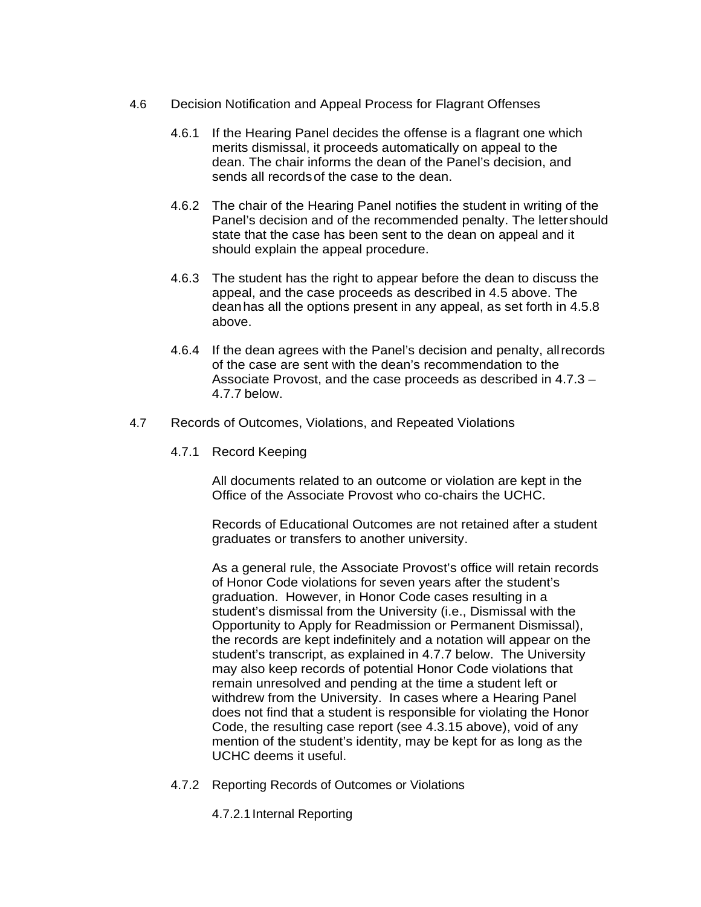### 4.6 Decision Notification and Appeal Process for Flagrant Offenses

4.6.1 If the Hearing Panel decides the offense is a flagrant one which merits dismissal, it proceeds automatically on appeal to the dean. The chair informs the dean of the Panel's decision, and sends all records of the case to the dean.

4.6.2 The chair of the Hearing Panel notifies the student in writing of the Panel's decision and of the recommended penalty. The letter should state that the case has been sent to the dean on appeal and it should explain the appeal procedure.

4.6.3 The student has the right to appear before the dean to discuss the appeal, and the case proceeds as described in 4.5 above. The dean has all the options present in any appeal, as set forth in 4.5.8 above.

4.6.4 If the dean agrees with the Panel's decision and penalty, all records of the case are sent with the dean's recommendation to the Associate Provost, and the case proceeds as described in 4.7.3 – 4.7.7 below.

### 4.7 Records of Outcomes, Violations, and Repeated Violations

#### 4.7.1 Record Keeping

All documents related to an outcome or violation are kept in the Office of the Associate Provost who co-chairs the UCHC.

Records of Educational Outcomes are not retained after a student graduates or transfers to another university.

As a general rule, the Associate Provost's office will retain records of Honor Code violations for seven years after the student's graduation. However, in Honor Code cases resulting in a student's dismissal from the University (i.e., Dismissal with the Opportunity to Apply for Readmission or Permanent Dismissal), the records are kept indefinitely and a notation will appear on the student's transcript, as explained in 4.7.7 below. The University may also keep records of potential Honor Code violations that remain unresolved and pending at the time a student left or withdrew from the University. In cases where a Hearing Panel does not find that a student is responsible for violating the Honor Code, the resulting case report (see 4.3.15 above), void of any mention of the student's identity, may be kept for as long as the UCHC deems it useful.

#### 4.7.2 Reporting Records of Outcomes or Violations

4.7.2.1 Internal Reporting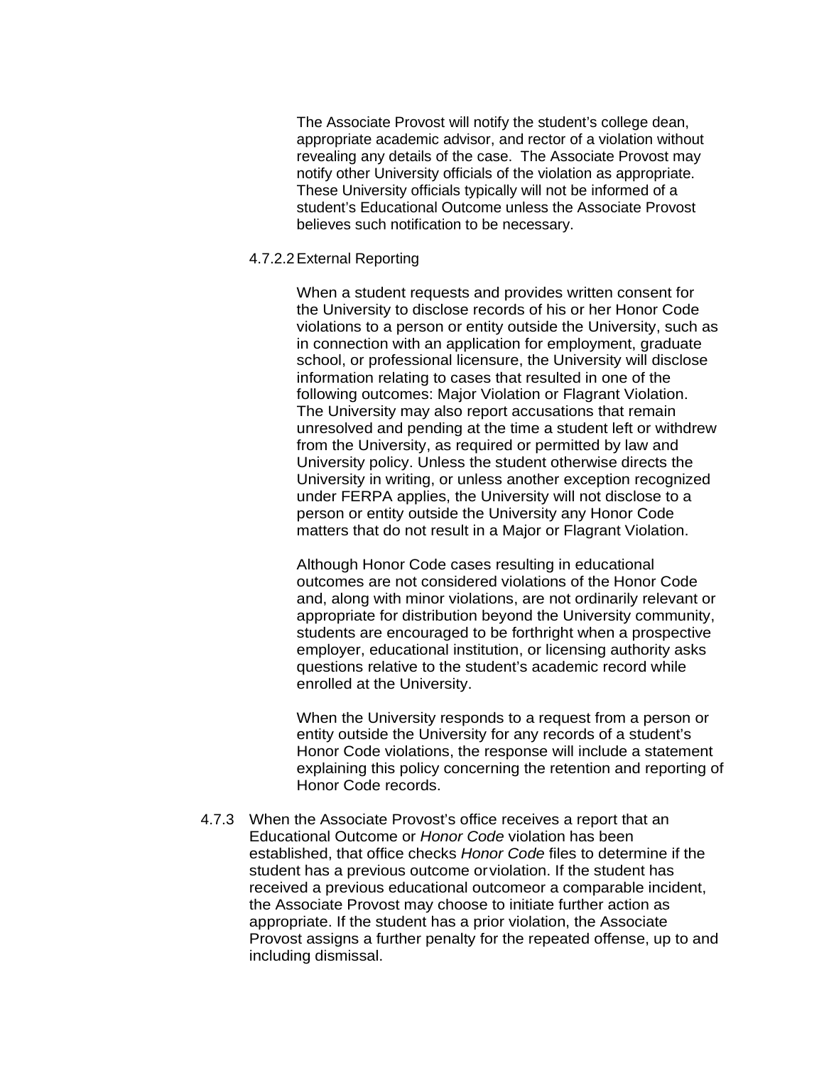The Associate Provost will notify the student's college dean, appropriate academic advisor, and rector of a violation without revealing any details of the case. The Associate Provost may notify other University officials of the violation as appropriate. These University officials typically will not be informed of a student's Educational Outcome unless the Associate Provost believes such notification to be necessary.

4.7.2.2 External Reporting

When a student requests and provides written consent for the University to disclose records of his or her Honor Code violations to a person or entity outside the University, such as in connection with an application for employment, graduate school, or professional licensure, the University will disclose information relating to cases that resulted in one of the following outcomes: Major Violation or Flagrant Violation. The University may also report accusations that remain unresolved and pending at the time a student left or withdrew from the University, as required or permitted by law and University policy. Unless the student otherwise directs the University in writing, or unless another exception recognized under FERPA applies, the University will not disclose to a person or entity outside the University any Honor Code matters that do not result in a Major or Flagrant Violation.

Although Honor Code cases resulting in educational outcomes are not considered violations of the Honor Code and, along with minor violations, are not ordinarily relevant or appropriate for distribution beyond the University community, students are encouraged to be forthright when a prospective employer, educational institution, or licensing authority asks questions relative to the student's academic record while enrolled at the University.

When the University responds to a request from a person or entity outside the University for any records of a student's Honor Code violations, the response will include a statement explaining this policy concerning the retention and reporting of Honor Code records.

4.7.3 When the Associate Provost's office receives a report that an Educational Outcome or *Honor Code* violation has been established, that office checks *Honor Code* files to determine if the student has a previous outcome orviolation. If the student has received a previous educational outcomeor a comparable incident, the Associate Provost may choose to initiate further action as appropriate. If the student has a prior violation, the Associate Provost assigns a further penalty for the repeated offense, up to and including dismissal.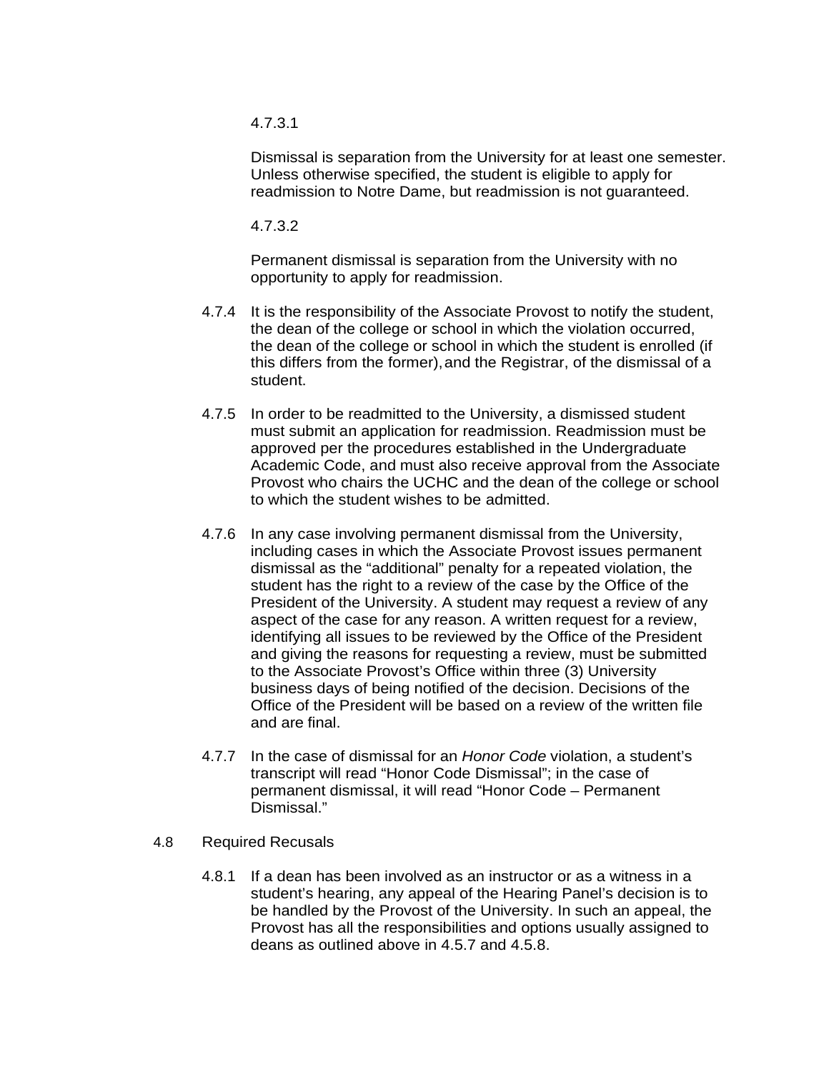4.7.3.1

Dismissal is separation from the University for at least one semester. Unless otherwise specified, the student is eligible to apply for readmission to Notre Dame, but readmission is not guaranteed.

4.7.3.2

Permanent dismissal is separation from the University with no opportunity to apply for readmission.

4.7.4 It is the responsibility of the Associate Provost to notify the student, the dean of the college or school in which the violation occurred, the dean of the college or school in which the student is enrolled (if this differs from the former), and the Registrar, of the dismissal of a student.

4.7.5 In order to be readmitted to the University, a dismissed student must submit an application for readmission. Readmission must be approved per the procedures established in the Undergraduate Academic Code, and must also receive approval from the Associate Provost who chairs the UCHC and the dean of the college or school to which the student wishes to be admitted.

4.7.6 In any case involving permanent dismissal from the University, including cases in which the Associate Provost issues permanent dismissal as the "additional" penalty for a repeated violation, the student has the right to a review of the case by the Office of the President of the University. A student may request a review of any aspect of the case for any reason. A written request for a review, identifying all issues to be reviewed by the Office of the President and giving the reasons for requesting a review, must be submitted to the Associate Provost's Office within three (3) University business days of being notified of the decision. Decisions of the Office of the President will be based on a review of the written file and are final.

4.7.7 In the case of dismissal for an *Honor Code* violation, a student's transcript will read "Honor Code Dismissal"; in the case of permanent dismissal, it will read "Honor Code – Permanent Dismissal."

4.8 Required Recusals

4.8.1 If a dean has been involved as an instructor or as a witness in a student's hearing, any appeal of the Hearing Panel's decision is to be handled by the Provost of the University. In such an appeal, the Provost has all the responsibilities and options usually assigned to deans as outlined above in 4.5.7 and 4.5.8.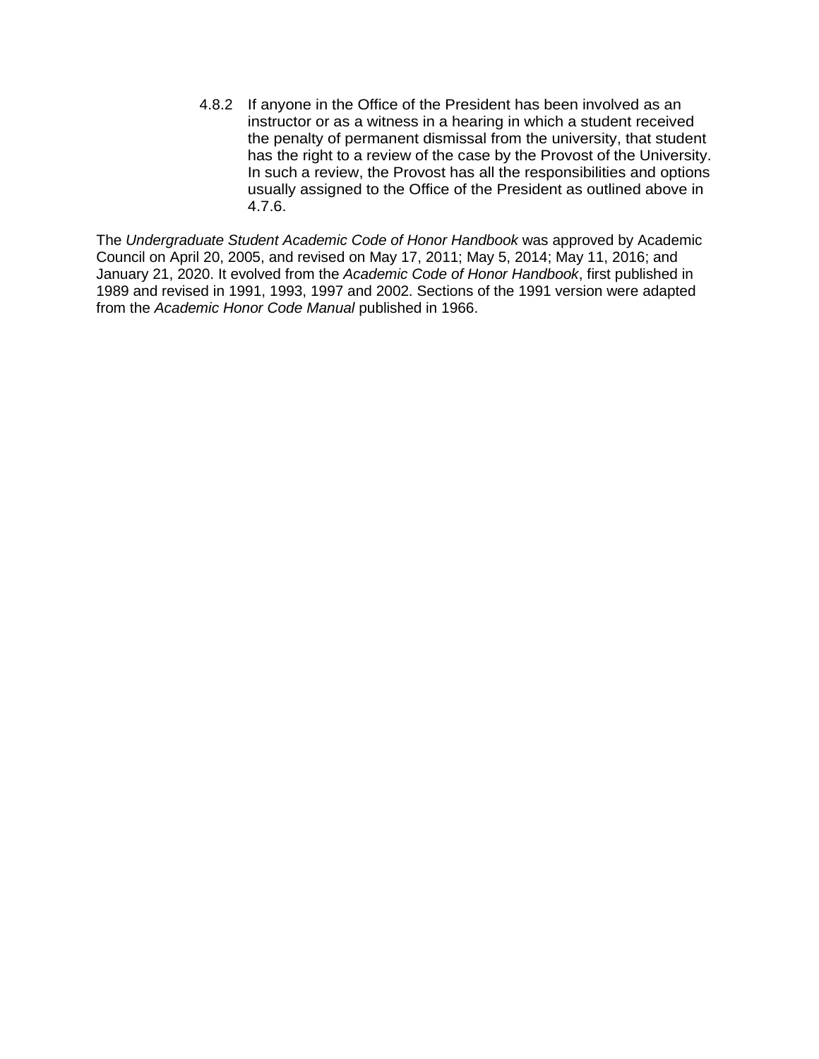4.8.2 If anyone in the Office of the President has been involved as an instructor or as a witness in a hearing in which a student received the penalty of permanent dismissal from the university, that student has the right to a review of the case by the Provost of the University. In such a review, the Provost has all the responsibilities and options usually assigned to the Office of the President as outlined above in 4.7.6.

The *Undergraduate Student Academic Code of Honor Handbook* was approved by Academic Council on April 20, 2005, and revised on May 17, 2011; May 5, 2014; May 11, 2016; and January 21, 2020. It evolved from the *Academic Code of Honor Handbook*, first published in 1989 and revised in 1991, 1993, 1997 and 2002. Sections of the 1991 version were adapted from the *Academic Honor Code Manual* published in 1966.